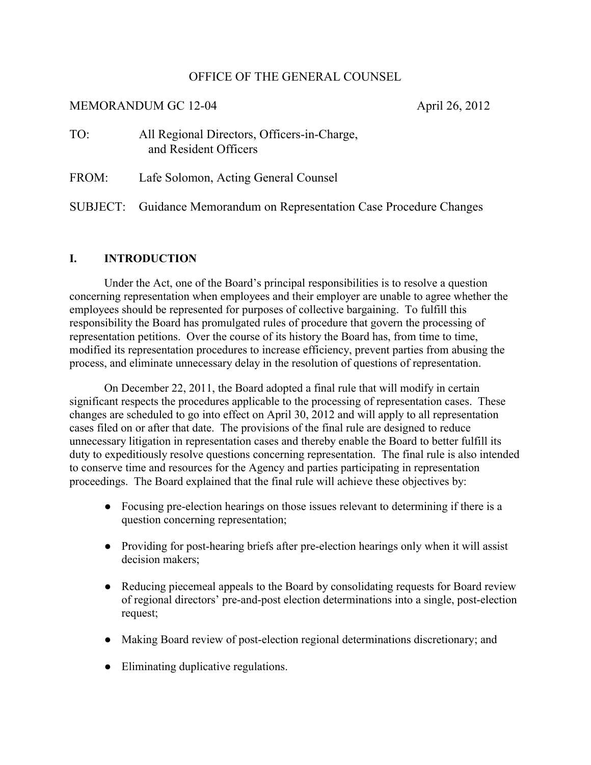OFFICE OF THE GENERAL COUNSEL

MEMORANDUM GC 12-04 April 26, 2012

TO: All Regional Directors, Officers-in-Charge, and Resident Officers

FROM: Lafe Solomon, Acting General Counsel

SUBJECT: Guidance Memorandum on Representation Case Procedure Changes

## I. INTRODUCTION

Under the Act, one of the Board's principal responsibilities is to resolve a question concerning representation when employees and their employer are unable to agree whether the employees should be represented for purposes of collective bargaining. To fulfill this responsibility the Board has promulgated rules of procedure that govern the processing of representation petitions. Over the course of its history the Board has, from time to time, modified its representation procedures to increase efficiency, prevent parties from abusing the process, and eliminate unnecessary delay in the resolution of questions of representation.

On December 22, 2011, the Board adopted a final rule that will modify in certain significant respects the procedures applicable to the processing of representation cases. These changes are scheduled to go into effect on April 30, 2012 and will apply to all representation cases filed on or after that date. The provisions of the final rule are designed to reduce unnecessary litigation in representation cases and thereby enable the Board to better fulfill its duty to expeditiously resolve questions concerning representation. The final rule is also intended to conserve time and resources for the Agency and parties participating in representation proceedings. The Board explained that the final rule will achieve these objectives by:

- Focusing pre-election hearings on those issues relevant to determining if there is a question concerning representation;
- Providing for post-hearing briefs after pre-election hearings only when it will assist decision makers;
- Reducing piecemeal appeals to the Board by consolidating requests for Board review of regional directors' pre-and-post election determinations into a single, post-election request;
- Making Board review of post-election regional determinations discretionary; and
- Eliminating duplicative regulations.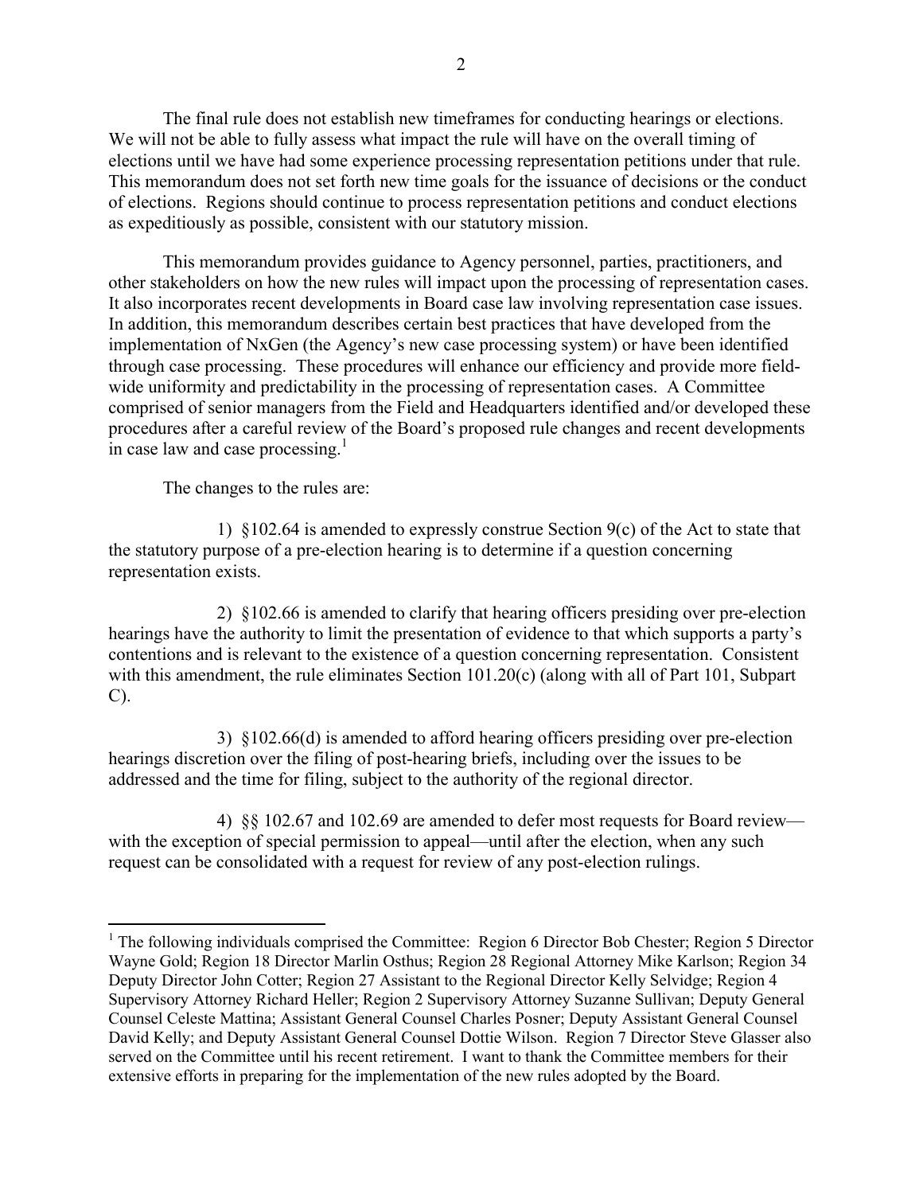The final rule does not establish new timeframes for conducting hearings or elections. We will not be able to fully assess what impact the rule will have on the overall timing of elections until we have had some experience processing representation petitions under that rule. This memorandum does not set forth new time goals for the issuance of decisions or the conduct of elections. Regions should continue to process representation petitions and conduct elections as expeditiously as possible, consistent with our statutory mission.

This memorandum provides guidance to Agency personnel, parties, practitioners, and other stakeholders on how the new rules will impact upon the processing of representation cases. It also incorporates recent developments in Board case law involving representation case issues. In addition, this memorandum describes certain best practices that have developed from the implementation of NxGen (the Agency's new case processing system) or have been identified through case processing. These procedures will enhance our efficiency and provide more field-wide uniformity and predictability in the processing of representation cases. A Committee comprised of senior managers from the Field and Headquarters identified and/or developed these procedures after a careful review of the Board's proposed rule changes and recent developments in case law and case processing.[1]

The changes to the rules are:

1) §102.64 is amended to expressly construe Section 9(c) of the Act to state that the statutory purpose of a pre-election hearing is to determine if a question concerning representation exists.

2) §102.66 is amended to clarify that hearing officers presiding over pre-election hearings have the authority to limit the presentation of evidence to that which supports a party's contentions and is relevant to the existence of a question concerning representation. Consistent with this amendment, the rule eliminates Section 101.20(c) (along with all of Part 101, Subpart C).

3) §102.66(d) is amended to afford hearing officers presiding over pre-election hearings discretion over the filing of post-hearing briefs, including over the issues to be addressed and the time for filing, subject to the authority of the regional director.

4) §§ 102.67 and 102.69 are amended to defer most requests for Board review—with the exception of special permission to appeal—until after the election, when any such request can be consolidated with a request for review of any post-election rulings.

[1] The following individuals comprised the Committee: Region 6 Director Bob Chester; Region 5 Director Wayne Gold; Region 18 Director Marlin Osthus; Region 28 Regional Attorney Mike Karlson; Region 34 Deputy Director John Cotter; Region 27 Assistant to the Regional Director Kelly Selvidge; Region 4 Supervisory Attorney Richard Heller; Region 2 Supervisory Attorney Suzanne Sullivan; Deputy General Counsel Celeste Mattina; Assistant General Counsel Charles Posner; Deputy Assistant General Counsel David Kelly; and Deputy Assistant General Counsel Dottie Wilson. Region 7 Director Steve Glasser also served on the Committee until his recent retirement. I want to thank the Committee members for their extensive efforts in preparing for the implementation of the new rules adopted by the Board.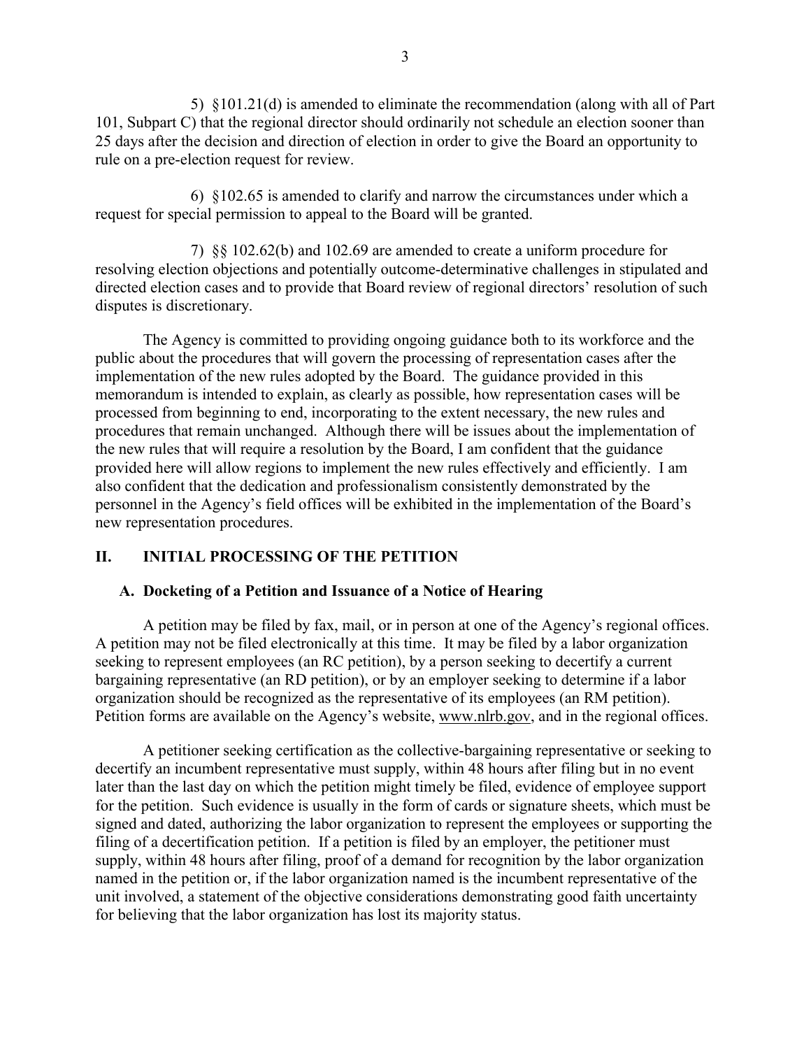5) §101.21(d) is amended to eliminate the recommendation (along with all of Part 101, Subpart C) that the regional director should ordinarily not schedule an election sooner than 25 days after the decision and direction of election in order to give the Board an opportunity to rule on a pre-election request for review.

6) §102.65 is amended to clarify and narrow the circumstances under which a request for special permission to appeal to the Board will be granted.

7) §§ 102.62(b) and 102.69 are amended to create a uniform procedure for resolving election objections and potentially outcome-determinative challenges in stipulated and directed election cases and to provide that Board review of regional directors' resolution of such disputes is discretionary.

The Agency is committed to providing ongoing guidance both to its workforce and the public about the procedures that will govern the processing of representation cases after the implementation of the new rules adopted by the Board. The guidance provided in this memorandum is intended to explain, as clearly as possible, how representation cases will be processed from beginning to end, incorporating to the extent necessary, the new rules and procedures that remain unchanged. Although there will be issues about the implementation of the new rules that will require a resolution by the Board, I am confident that the guidance provided here will allow regions to implement the new rules effectively and efficiently. I am also confident that the dedication and professionalism consistently demonstrated by the personnel in the Agency's field offices will be exhibited in the implementation of the Board's new representation procedures.

## II. INITIAL PROCESSING OF THE PETITION

### A. Docketing of a Petition and Issuance of a Notice of Hearing

A petition may be filed by fax, mail, or in person at one of the Agency's regional offices. A petition may not be filed electronically at this time. It may be filed by a labor organization seeking to represent employees (an RC petition), by a person seeking to decertify a current bargaining representative (an RD petition), or by an employer seeking to determine if a labor organization should be recognized as the representative of its employees (an RM petition). Petition forms are available on the Agency's website, www.nlrb.gov, and in the regional offices.

A petitioner seeking certification as the collective-bargaining representative or seeking to decertify an incumbent representative must supply, within 48 hours after filing but in no event later than the last day on which the petition might timely be filed, evidence of employee support for the petition. Such evidence is usually in the form of cards or signature sheets, which must be signed and dated, authorizing the labor organization to represent the employees or supporting the filing of a decertification petition. If a petition is filed by an employer, the petitioner must supply, within 48 hours after filing, proof of a demand for recognition by the labor organization named in the petition or, if the labor organization named is the incumbent representative of the unit involved, a statement of the objective considerations demonstrating good faith uncertainty for believing that the labor organization has lost its majority status.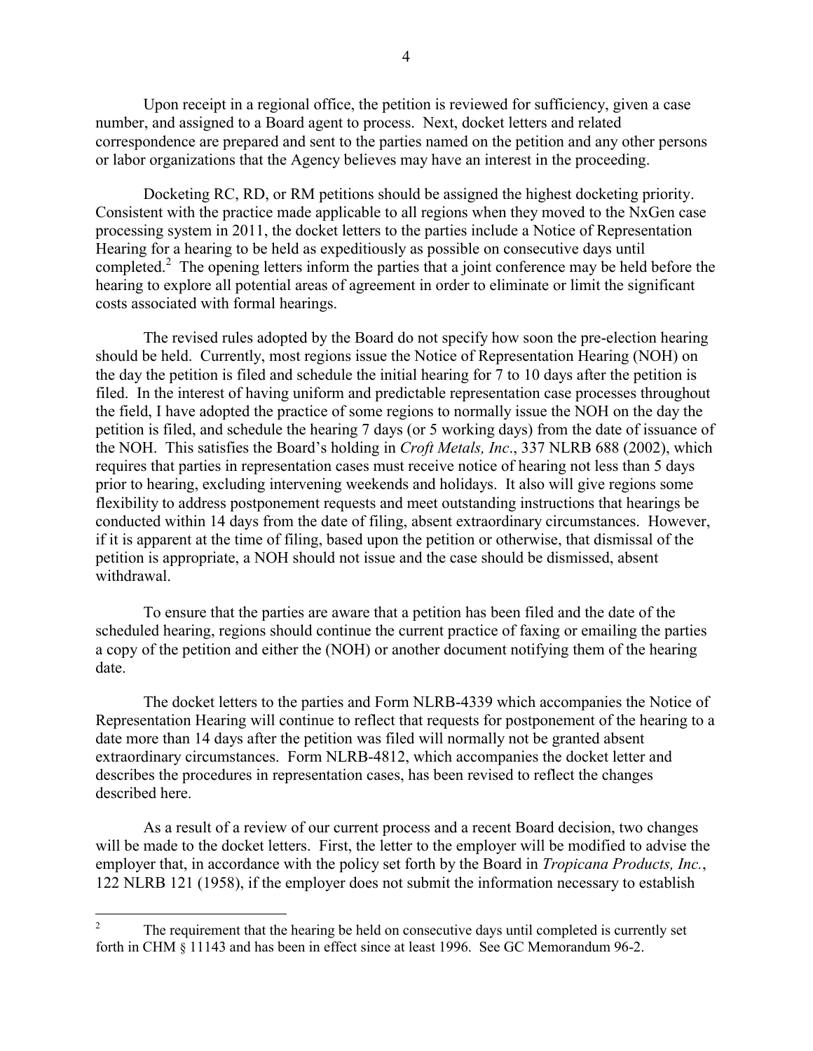Upon receipt in a regional office, the petition is reviewed for sufficiency, given a case number, and assigned to a Board agent to process. Next, docket letters and related correspondence are prepared and sent to the parties named on the petition and any other persons or labor organizations that the Agency believes may have an interest in the proceeding.

Docketing RC, RD, or RM petitions should be assigned the highest docketing priority. Consistent with the practice made applicable to all regions when they moved to the NxGen case processing system in 2011, the docket letters to the parties include a Notice of Representation Hearing for a hearing to be held as expeditiously as possible on consecutive days until completed.[2] The opening letters inform the parties that a joint conference may be held before the hearing to explore all potential areas of agreement in order to eliminate or limit the significant costs associated with formal hearings.

The revised rules adopted by the Board do not specify how soon the pre-election hearing should be held. Currently, most regions issue the Notice of Representation Hearing (NOH) on the day the petition is filed and schedule the initial hearing for 7 to 10 days after the petition is filed. In the interest of having uniform and predictable representation case processes throughout the field, I have adopted the practice of some regions to normally issue the NOH on the day the petition is filed, and schedule the hearing 7 days (or 5 working days) from the date of issuance of the NOH. This satisfies the Board's holding in *Croft Metals, Inc*., 337 NLRB 688 (2002), which requires that parties in representation cases must receive notice of hearing not less than 5 days prior to hearing, excluding intervening weekends and holidays. It also will give regions some flexibility to address postponement requests and meet outstanding instructions that hearings be conducted within 14 days from the date of filing, absent extraordinary circumstances. However, if it is apparent at the time of filing, based upon the petition or otherwise, that dismissal of the petition is appropriate, a NOH should not issue and the case should be dismissed, absent withdrawal.

To ensure that the parties are aware that a petition has been filed and the date of the scheduled hearing, regions should continue the current practice of faxing or emailing the parties a copy of the petition and either the (NOH) or another document notifying them of the hearing date.

The docket letters to the parties and Form NLRB-4339 which accompanies the Notice of Representation Hearing will continue to reflect that requests for postponement of the hearing to a date more than 14 days after the petition was filed will normally not be granted absent extraordinary circumstances. Form NLRB-4812, which accompanies the docket letter and describes the procedures in representation cases, has been revised to reflect the changes described here.

As a result of a review of our current process and a recent Board decision, two changes will be made to the docket letters. First, the letter to the employer will be modified to advise the employer that, in accordance with the policy set forth by the Board in *Tropicana Products, Inc.*, 122 NLRB 121 (1958), if the employer does not submit the information necessary to establish

---

[2] The requirement that the hearing be held on consecutive days until completed is currently set forth in CHM § 11143 and has been in effect since at least 1996. See GC Memorandum 96-2.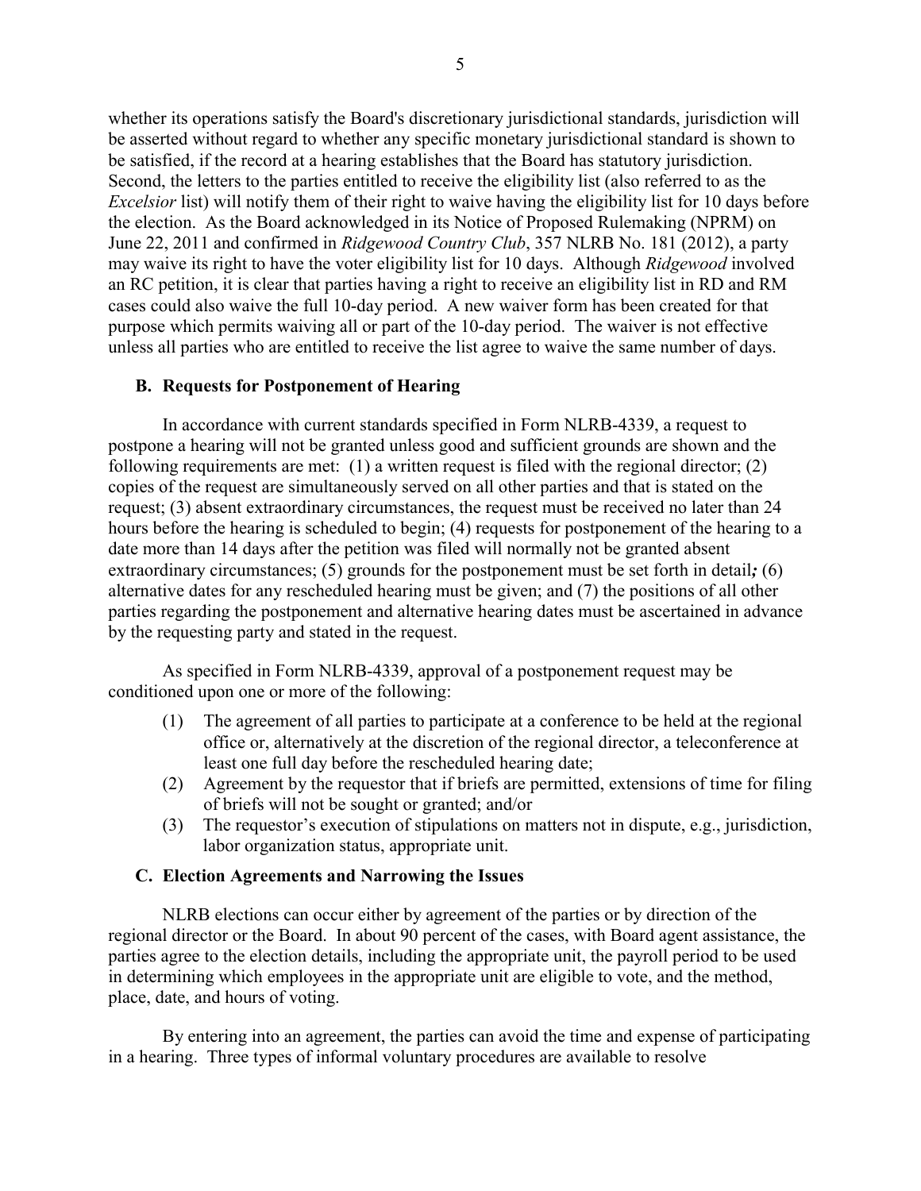whether its operations satisfy the Board's discretionary jurisdictional standards, jurisdiction will be asserted without regard to whether any specific monetary jurisdictional standard is shown to be satisfied, if the record at a hearing establishes that the Board has statutory jurisdiction. Second, the letters to the parties entitled to receive the eligibility list (also referred to as the *Excelsior* list) will notify them of their right to waive having the eligibility list for 10 days before the election. As the Board acknowledged in its Notice of Proposed Rulemaking (NPRM) on June 22, 2011 and confirmed in *Ridgewood Country Club*, 357 NLRB No. 181 (2012), a party may waive its right to have the voter eligibility list for 10 days. Although *Ridgewood* involved an RC petition, it is clear that parties having a right to receive an eligibility list in RD and RM cases could also waive the full 10-day period. A new waiver form has been created for that purpose which permits waiving all or part of the 10-day period. The waiver is not effective unless all parties who are entitled to receive the list agree to waive the same number of days.

### B. Requests for Postponement of Hearing

In accordance with current standards specified in Form NLRB-4339, a request to postpone a hearing will not be granted unless good and sufficient grounds are shown and the following requirements are met: (1) a written request is filed with the regional director; (2) copies of the request are simultaneously served on all other parties and that is stated on the request; (3) absent extraordinary circumstances, the request must be received no later than 24 hours before the hearing is scheduled to begin; (4) requests for postponement of the hearing to a date more than 14 days after the petition was filed will normally not be granted absent extraordinary circumstances; (5) grounds for the postponement must be set forth in detail***;*** (6) alternative dates for any rescheduled hearing must be given; and (7) the positions of all other parties regarding the postponement and alternative hearing dates must be ascertained in advance by the requesting party and stated in the request.

As specified in Form NLRB-4339, approval of a postponement request may be conditioned upon one or more of the following:

1. The agreement of all parties to participate at a conference to be held at the regional office or, alternatively at the discretion of the regional director, a teleconference at least one full day before the rescheduled hearing date;
2. Agreement by the requestor that if briefs are permitted, extensions of time for filing of briefs will not be sought or granted; and/or
3. The requestor's execution of stipulations on matters not in dispute, e.g., jurisdiction, labor organization status, appropriate unit.

### C. Election Agreements and Narrowing the Issues

NLRB elections can occur either by agreement of the parties or by direction of the regional director or the Board. In about 90 percent of the cases, with Board agent assistance, the parties agree to the election details, including the appropriate unit, the payroll period to be used in determining which employees in the appropriate unit are eligible to vote, and the method, place, date, and hours of voting.

By entering into an agreement, the parties can avoid the time and expense of participating in a hearing. Three types of informal voluntary procedures are available to resolve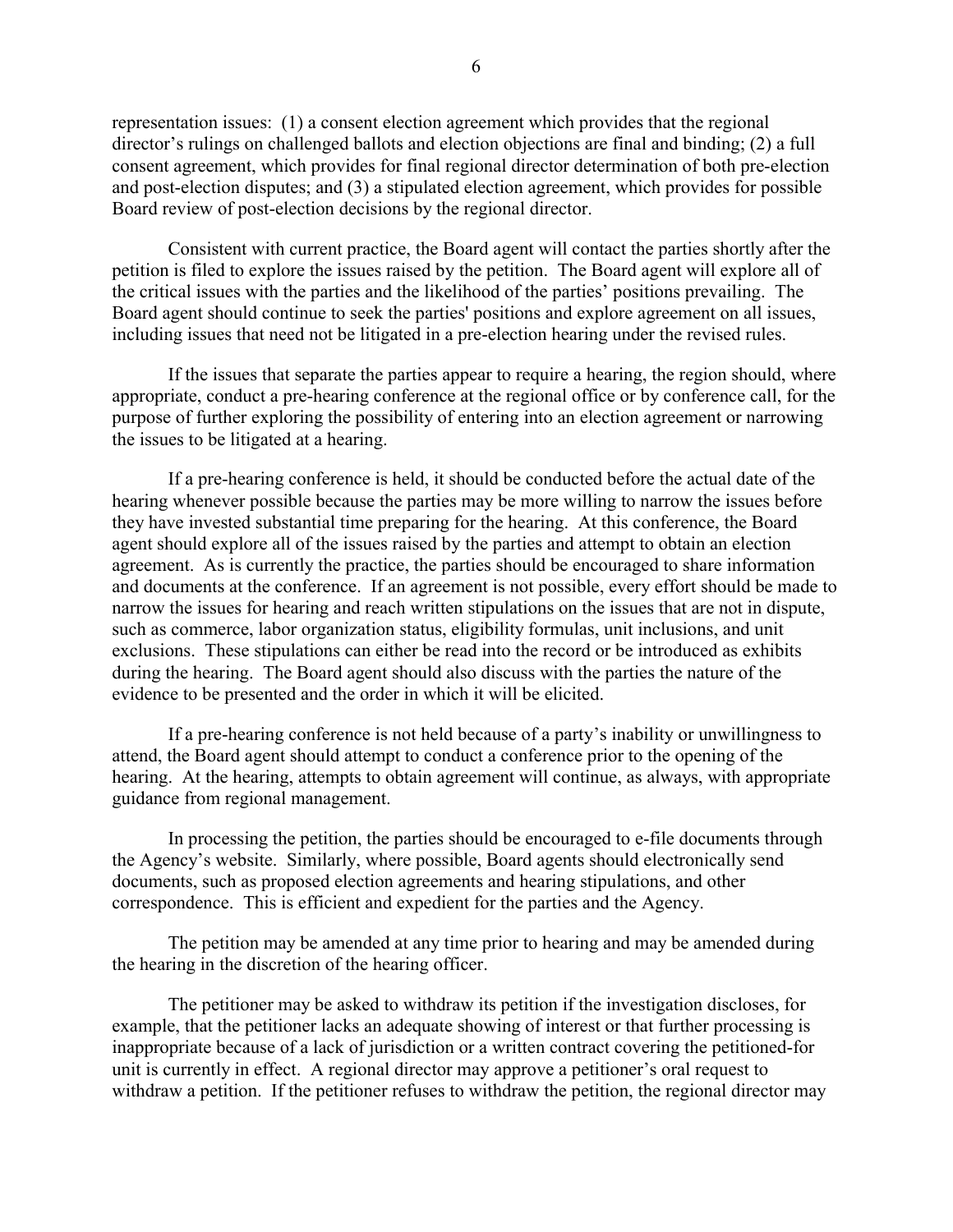representation issues: (1) a consent election agreement which provides that the regional director's rulings on challenged ballots and election objections are final and binding; (2) a full consent agreement, which provides for final regional director determination of both pre-election and post-election disputes; and (3) a stipulated election agreement, which provides for possible Board review of post-election decisions by the regional director.

Consistent with current practice, the Board agent will contact the parties shortly after the petition is filed to explore the issues raised by the petition. The Board agent will explore all of the critical issues with the parties and the likelihood of the parties' positions prevailing. The Board agent should continue to seek the parties' positions and explore agreement on all issues, including issues that need not be litigated in a pre-election hearing under the revised rules.

If the issues that separate the parties appear to require a hearing, the region should, where appropriate, conduct a pre-hearing conference at the regional office or by conference call, for the purpose of further exploring the possibility of entering into an election agreement or narrowing the issues to be litigated at a hearing.

If a pre-hearing conference is held, it should be conducted before the actual date of the hearing whenever possible because the parties may be more willing to narrow the issues before they have invested substantial time preparing for the hearing. At this conference, the Board agent should explore all of the issues raised by the parties and attempt to obtain an election agreement. As is currently the practice, the parties should be encouraged to share information and documents at the conference. If an agreement is not possible, every effort should be made to narrow the issues for hearing and reach written stipulations on the issues that are not in dispute, such as commerce, labor organization status, eligibility formulas, unit inclusions, and unit exclusions. These stipulations can either be read into the record or be introduced as exhibits during the hearing. The Board agent should also discuss with the parties the nature of the evidence to be presented and the order in which it will be elicited.

If a pre-hearing conference is not held because of a party's inability or unwillingness to attend, the Board agent should attempt to conduct a conference prior to the opening of the hearing. At the hearing, attempts to obtain agreement will continue, as always, with appropriate guidance from regional management.

In processing the petition, the parties should be encouraged to e-file documents through the Agency's website. Similarly, where possible, Board agents should electronically send documents, such as proposed election agreements and hearing stipulations, and other correspondence. This is efficient and expedient for the parties and the Agency.

The petition may be amended at any time prior to hearing and may be amended during the hearing in the discretion of the hearing officer.

The petitioner may be asked to withdraw its petition if the investigation discloses, for example, that the petitioner lacks an adequate showing of interest or that further processing is inappropriate because of a lack of jurisdiction or a written contract covering the petitioned-for unit is currently in effect. A regional director may approve a petitioner's oral request to withdraw a petition. If the petitioner refuses to withdraw the petition, the regional director may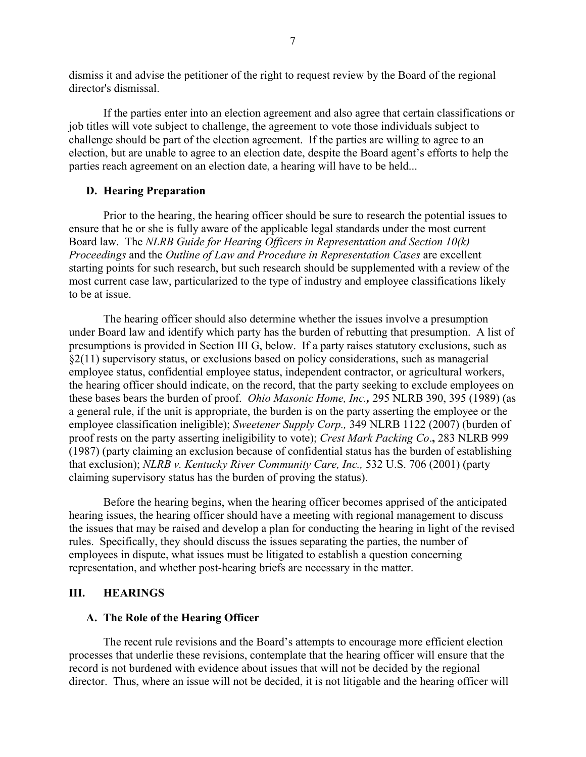dismiss it and advise the petitioner of the right to request review by the Board of the regional director's dismissal.

If the parties enter into an election agreement and also agree that certain classifications or job titles will vote subject to challenge, the agreement to vote those individuals subject to challenge should be part of the election agreement. If the parties are willing to agree to an election, but are unable to agree to an election date, despite the Board agent's efforts to help the parties reach agreement on an election date, a hearing will have to be held...

### D. Hearing Preparation

Prior to the hearing, the hearing officer should be sure to research the potential issues to ensure that he or she is fully aware of the applicable legal standards under the most current Board law. The *NLRB Guide for Hearing Officers in Representation and Section 10(k) Proceedings* and the *Outline of Law and Procedure in Representation Cases* are excellent starting points for such research, but such research should be supplemented with a review of the most current case law, particularized to the type of industry and employee classifications likely to be at issue.

The hearing officer should also determine whether the issues involve a presumption under Board law and identify which party has the burden of rebutting that presumption. A list of presumptions is provided in Section III G, below. If a party raises statutory exclusions, such as §2(11) supervisory status, or exclusions based on policy considerations, such as managerial employee status, confidential employee status, independent contractor, or agricultural workers, the hearing officer should indicate, on the record, that the party seeking to exclude employees on these bases bears the burden of proof. *Ohio Masonic Home, Inc.,* 295 NLRB 390, 395 (1989) (as a general rule, if the unit is appropriate, the burden is on the party asserting the employee or the employee classification ineligible); *Sweetener Supply Corp.,* 349 NLRB 1122 (2007) (burden of proof rests on the party asserting ineligibility to vote); *Crest Mark Packing Co*., 283 NLRB 999 (1987) (party claiming an exclusion because of confidential status has the burden of establishing that exclusion); *NLRB v. Kentucky River Community Care, Inc.,* 532 U.S. 706 (2001) (party claiming supervisory status has the burden of proving the status).

Before the hearing begins, when the hearing officer becomes apprised of the anticipated hearing issues, the hearing officer should have a meeting with regional management to discuss the issues that may be raised and develop a plan for conducting the hearing in light of the revised rules. Specifically, they should discuss the issues separating the parties, the number of employees in dispute, what issues must be litigated to establish a question concerning representation, and whether post-hearing briefs are necessary in the matter.

## III. HEARINGS

### A. The Role of the Hearing Officer

The recent rule revisions and the Board's attempts to encourage more efficient election processes that underlie these revisions, contemplate that the hearing officer will ensure that the record is not burdened with evidence about issues that will not be decided by the regional director. Thus, where an issue will not be decided, it is not litigable and the hearing officer will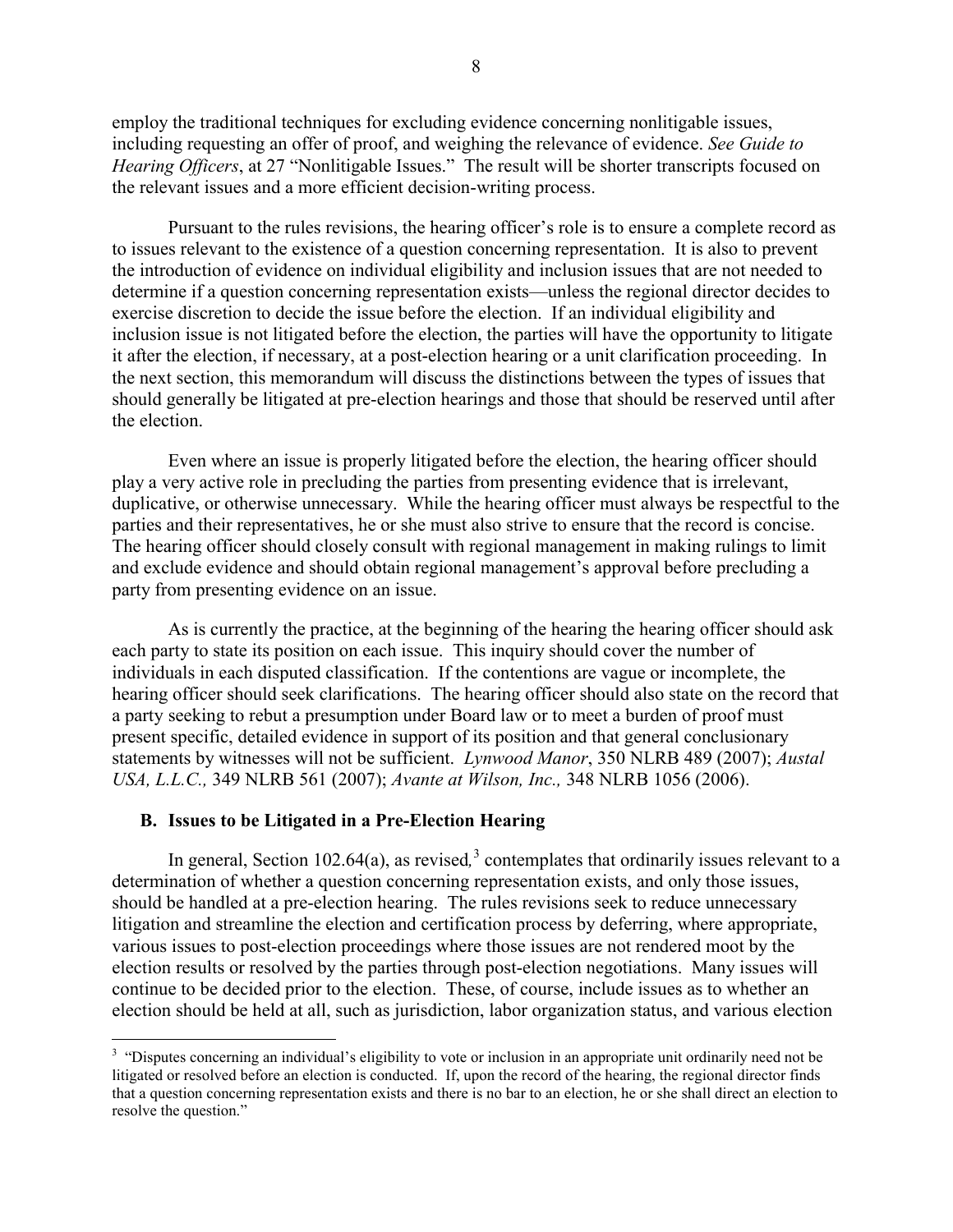employ the traditional techniques for excluding evidence concerning nonlitigable issues, including requesting an offer of proof, and weighing the relevance of evidence. *See Guide to Hearing Officers*, at 27 "Nonlitigable Issues." The result will be shorter transcripts focused on the relevant issues and a more efficient decision-writing process.

Pursuant to the rules revisions, the hearing officer's role is to ensure a complete record as to issues relevant to the existence of a question concerning representation. It is also to prevent the introduction of evidence on individual eligibility and inclusion issues that are not needed to determine if a question concerning representation exists—unless the regional director decides to exercise discretion to decide the issue before the election. If an individual eligibility and inclusion issue is not litigated before the election, the parties will have the opportunity to litigate it after the election, if necessary, at a post-election hearing or a unit clarification proceeding. In the next section, this memorandum will discuss the distinctions between the types of issues that should generally be litigated at pre-election hearings and those that should be reserved until after the election.

Even where an issue is properly litigated before the election, the hearing officer should play a very active role in precluding the parties from presenting evidence that is irrelevant, duplicative, or otherwise unnecessary. While the hearing officer must always be respectful to the parties and their representatives, he or she must also strive to ensure that the record is concise. The hearing officer should closely consult with regional management in making rulings to limit and exclude evidence and should obtain regional management's approval before precluding a party from presenting evidence on an issue.

As is currently the practice, at the beginning of the hearing the hearing officer should ask each party to state its position on each issue. This inquiry should cover the number of individuals in each disputed classification. If the contentions are vague or incomplete, the hearing officer should seek clarifications. The hearing officer should also state on the record that a party seeking to rebut a presumption under Board law or to meet a burden of proof must present specific, detailed evidence in support of its position and that general conclusionary statements by witnesses will not be sufficient. *Lynwood Manor*, 350 NLRB 489 (2007); *Austal USA, L.L.C.,* 349 NLRB 561 (2007); *Avante at Wilson, Inc.,* 348 NLRB 1056 (2006).

### B. Issues to be Litigated in a Pre-Election Hearing

In general, Section 102.64(a), as revised,[3] contemplates that ordinarily issues relevant to a determination of whether a question concerning representation exists, and only those issues, should be handled at a pre-election hearing. The rules revisions seek to reduce unnecessary litigation and streamline the election and certification process by deferring, where appropriate, various issues to post-election proceedings where those issues are not rendered moot by the election results or resolved by the parties through post-election negotiations. Many issues will continue to be decided prior to the election. These, of course, include issues as to whether an election should be held at all, such as jurisdiction, labor organization status, and various election

[3] "Disputes concerning an individual's eligibility to vote or inclusion in an appropriate unit ordinarily need not be litigated or resolved before an election is conducted. If, upon the record of the hearing, the regional director finds that a question concerning representation exists and there is no bar to an election, he or she shall direct an election to resolve the question."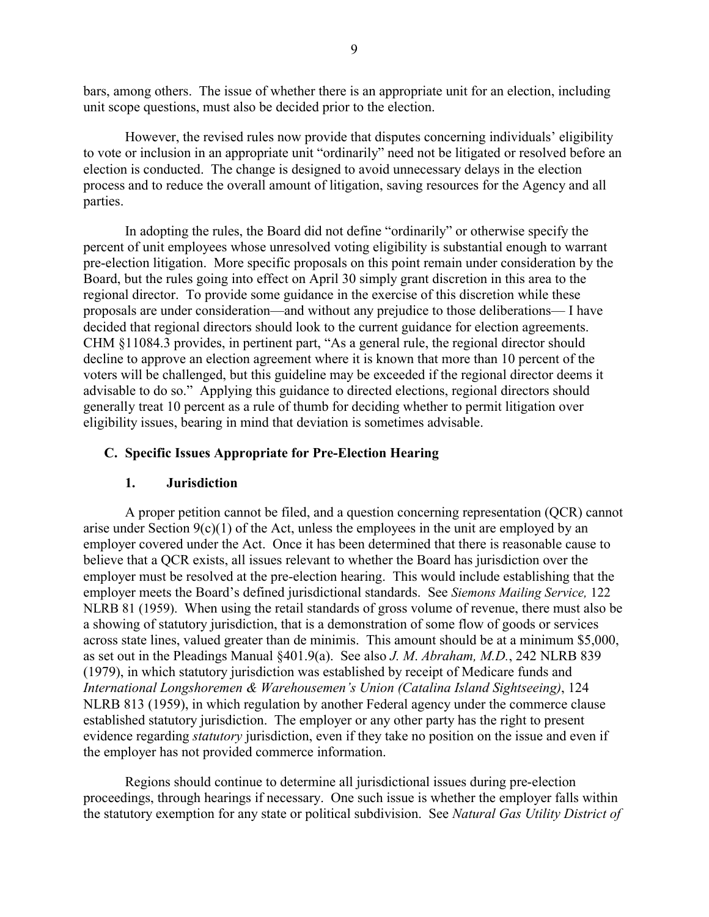bars, among others. The issue of whether there is an appropriate unit for an election, including unit scope questions, must also be decided prior to the election.

However, the revised rules now provide that disputes concerning individuals' eligibility to vote or inclusion in an appropriate unit "ordinarily" need not be litigated or resolved before an election is conducted. The change is designed to avoid unnecessary delays in the election process and to reduce the overall amount of litigation, saving resources for the Agency and all parties.

In adopting the rules, the Board did not define "ordinarily" or otherwise specify the percent of unit employees whose unresolved voting eligibility is substantial enough to warrant pre-election litigation. More specific proposals on this point remain under consideration by the Board, but the rules going into effect on April 30 simply grant discretion in this area to the regional director. To provide some guidance in the exercise of this discretion while these proposals are under consideration—and without any prejudice to those deliberations— I have decided that regional directors should look to the current guidance for election agreements. CHM §11084.3 provides, in pertinent part, "As a general rule, the regional director should decline to approve an election agreement where it is known that more than 10 percent of the voters will be challenged, but this guideline may be exceeded if the regional director deems it advisable to do so." Applying this guidance to directed elections, regional directors should generally treat 10 percent as a rule of thumb for deciding whether to permit litigation over eligibility issues, bearing in mind that deviation is sometimes advisable.

### C. Specific Issues Appropriate for Pre-Election Hearing

#### 1. Jurisdiction

A proper petition cannot be filed, and a question concerning representation (QCR) cannot arise under Section 9(c)(1) of the Act, unless the employees in the unit are employed by an employer covered under the Act. Once it has been determined that there is reasonable cause to believe that a QCR exists, all issues relevant to whether the Board has jurisdiction over the employer must be resolved at the pre-election hearing. This would include establishing that the employer meets the Board's defined jurisdictional standards. See *Siemons Mailing Service,* 122 NLRB 81 (1959). When using the retail standards of gross volume of revenue, there must also be a showing of statutory jurisdiction, that is a demonstration of some flow of goods or services across state lines, valued greater than de minimis. This amount should be at a minimum $5,000, as set out in the Pleadings Manual §401.9(a). See also *J. M. Abraham, M.D.*, 242 NLRB 839 (1979), in which statutory jurisdiction was established by receipt of Medicare funds and *International Longshoremen & Warehousemen's Union (Catalina Island Sightseeing)*, 124 NLRB 813 (1959), in which regulation by another Federal agency under the commerce clause established statutory jurisdiction. The employer or any other party has the right to present evidence regarding *statutory* jurisdiction, even if they take no position on the issue and even if the employer has not provided commerce information.

Regions should continue to determine all jurisdictional issues during pre-election proceedings, through hearings if necessary. One such issue is whether the employer falls within the statutory exemption for any state or political subdivision. See *Natural Gas Utility District of*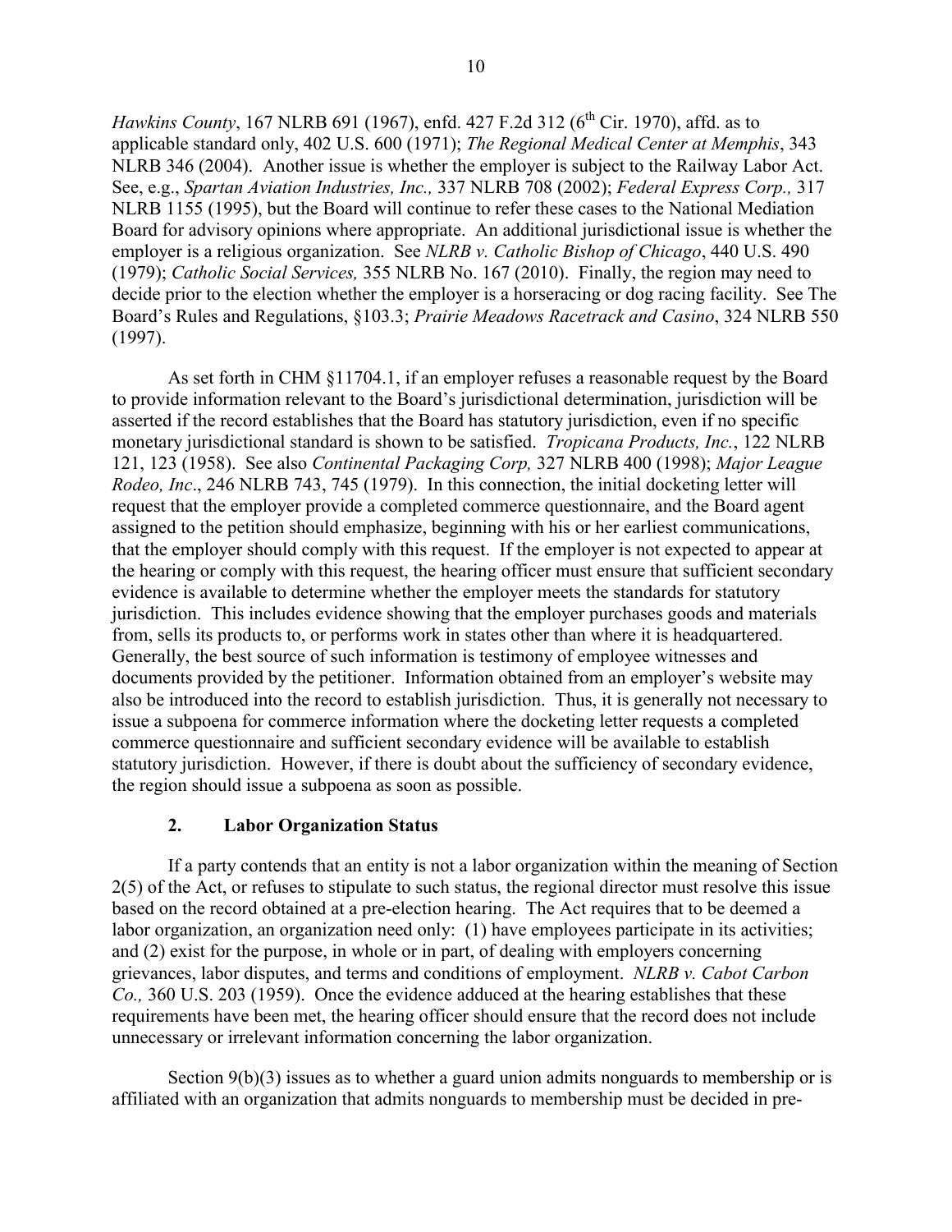*Hawkins County*, 167 NLRB 691 (1967), enfd. 427 F.2d 312 (6th Cir. 1970), affd. as to applicable standard only, 402 U.S. 600 (1971); *The Regional Medical Center at Memphis*, 343 NLRB 346 (2004). Another issue is whether the employer is subject to the Railway Labor Act. See, e.g., *Spartan Aviation Industries, Inc.,* 337 NLRB 708 (2002); *Federal Express Corp.,* 317 NLRB 1155 (1995), but the Board will continue to refer these cases to the National Mediation Board for advisory opinions where appropriate. An additional jurisdictional issue is whether the employer is a religious organization. See *NLRB v. Catholic Bishop of Chicago*, 440 U.S. 490 (1979); *Catholic Social Services,* 355 NLRB No. 167 (2010). Finally, the region may need to decide prior to the election whether the employer is a horseracing or dog racing facility. See The Board's Rules and Regulations, §103.3; *Prairie Meadows Racetrack and Casino*, 324 NLRB 550 (1997).

As set forth in CHM §11704.1, if an employer refuses a reasonable request by the Board to provide information relevant to the Board's jurisdictional determination, jurisdiction will be asserted if the record establishes that the Board has statutory jurisdiction, even if no specific monetary jurisdictional standard is shown to be satisfied. *Tropicana Products, Inc.*, 122 NLRB 121, 123 (1958). See also *Continental Packaging Corp,* 327 NLRB 400 (1998); *Major League Rodeo, Inc*., 246 NLRB 743, 745 (1979). In this connection, the initial docketing letter will request that the employer provide a completed commerce questionnaire, and the Board agent assigned to the petition should emphasize, beginning with his or her earliest communications, that the employer should comply with this request. If the employer is not expected to appear at the hearing or comply with this request, the hearing officer must ensure that sufficient secondary evidence is available to determine whether the employer meets the standards for statutory jurisdiction. This includes evidence showing that the employer purchases goods and materials from, sells its products to, or performs work in states other than where it is headquartered. Generally, the best source of such information is testimony of employee witnesses and documents provided by the petitioner. Information obtained from an employer's website may also be introduced into the record to establish jurisdiction. Thus, it is generally not necessary to issue a subpoena for commerce information where the docketing letter requests a completed commerce questionnaire and sufficient secondary evidence will be available to establish statutory jurisdiction. However, if there is doubt about the sufficiency of secondary evidence, the region should issue a subpoena as soon as possible.

### 2. Labor Organization Status

If a party contends that an entity is not a labor organization within the meaning of Section 2(5) of the Act, or refuses to stipulate to such status, the regional director must resolve this issue based on the record obtained at a pre-election hearing. The Act requires that to be deemed a labor organization, an organization need only: (1) have employees participate in its activities; and (2) exist for the purpose, in whole or in part, of dealing with employers concerning grievances, labor disputes, and terms and conditions of employment. *NLRB v. Cabot Carbon Co.,* 360 U.S. 203 (1959). Once the evidence adduced at the hearing establishes that these requirements have been met, the hearing officer should ensure that the record does not include unnecessary or irrelevant information concerning the labor organization.

Section 9(b)(3) issues as to whether a guard union admits nonguards to membership or is affiliated with an organization that admits nonguards to membership must be decided in pre-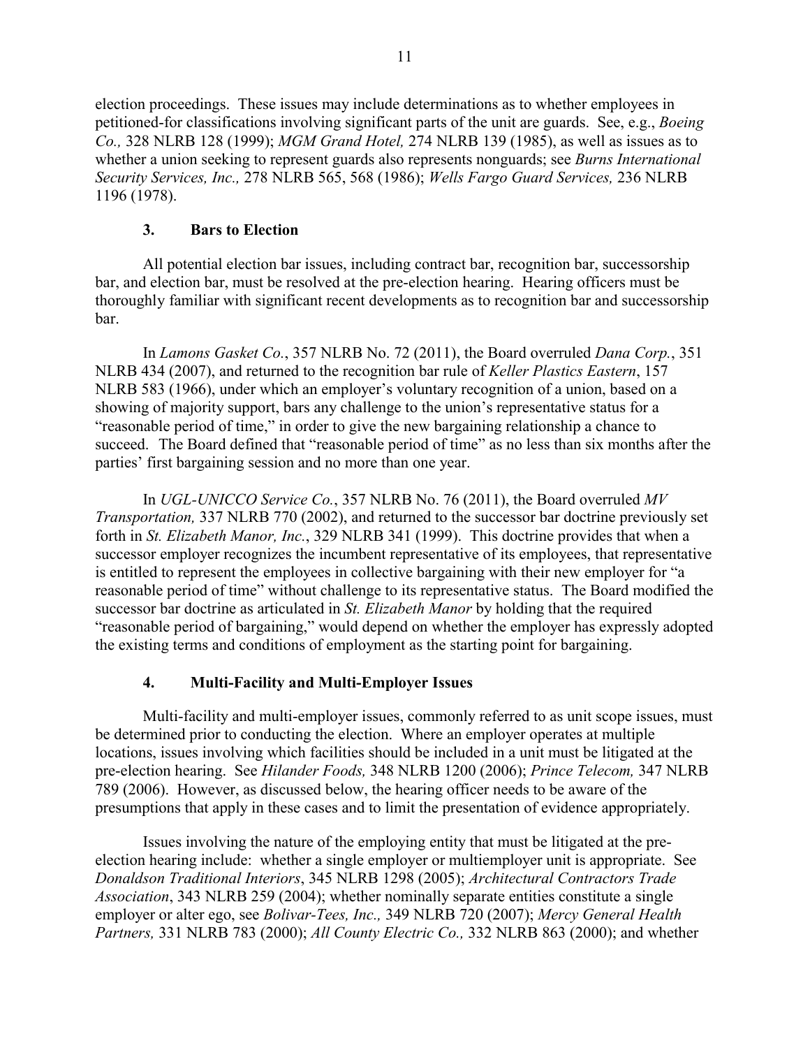election proceedings. These issues may include determinations as to whether employees in petitioned-for classifications involving significant parts of the unit are guards. See, e.g., *Boeing Co.,* 328 NLRB 128 (1999); *MGM Grand Hotel,* 274 NLRB 139 (1985), as well as issues as to whether a union seeking to represent guards also represents nonguards; see *Burns International Security Services, Inc.,* 278 NLRB 565, 568 (1986); *Wells Fargo Guard Services,* 236 NLRB 1196 (1978).

### 3. Bars to Election

All potential election bar issues, including contract bar, recognition bar, successorship bar, and election bar, must be resolved at the pre-election hearing. Hearing officers must be thoroughly familiar with significant recent developments as to recognition bar and successorship bar.

In *Lamons Gasket Co.*, 357 NLRB No. 72 (2011), the Board overruled *Dana Corp.*, 351 NLRB 434 (2007), and returned to the recognition bar rule of *Keller Plastics Eastern*, 157 NLRB 583 (1966), under which an employer's voluntary recognition of a union, based on a showing of majority support, bars any challenge to the union's representative status for a "reasonable period of time," in order to give the new bargaining relationship a chance to succeed. The Board defined that "reasonable period of time" as no less than six months after the parties' first bargaining session and no more than one year.

In *UGL-UNICCO Service Co.*, 357 NLRB No. 76 (2011), the Board overruled *MV Transportation,* 337 NLRB 770 (2002), and returned to the successor bar doctrine previously set forth in *St. Elizabeth Manor, Inc.*, 329 NLRB 341 (1999). This doctrine provides that when a successor employer recognizes the incumbent representative of its employees, that representative is entitled to represent the employees in collective bargaining with their new employer for "a reasonable period of time" without challenge to its representative status. The Board modified the successor bar doctrine as articulated in *St. Elizabeth Manor* by holding that the required "reasonable period of bargaining," would depend on whether the employer has expressly adopted the existing terms and conditions of employment as the starting point for bargaining.

### 4. Multi-Facility and Multi-Employer Issues

Multi-facility and multi-employer issues, commonly referred to as unit scope issues, must be determined prior to conducting the election. Where an employer operates at multiple locations, issues involving which facilities should be included in a unit must be litigated at the pre-election hearing. See *Hilander Foods,* 348 NLRB 1200 (2006); *Prince Telecom,* 347 NLRB 789 (2006). However, as discussed below, the hearing officer needs to be aware of the presumptions that apply in these cases and to limit the presentation of evidence appropriately.

Issues involving the nature of the employing entity that must be litigated at the pre-election hearing include: whether a single employer or multiemployer unit is appropriate. See *Donaldson Traditional Interiors*, 345 NLRB 1298 (2005); *Architectural Contractors Trade Association*, 343 NLRB 259 (2004); whether nominally separate entities constitute a single employer or alter ego, see *Bolivar-Tees, Inc.,* 349 NLRB 720 (2007); *Mercy General Health Partners,* 331 NLRB 783 (2000); *All County Electric Co.,* 332 NLRB 863 (2000); and whether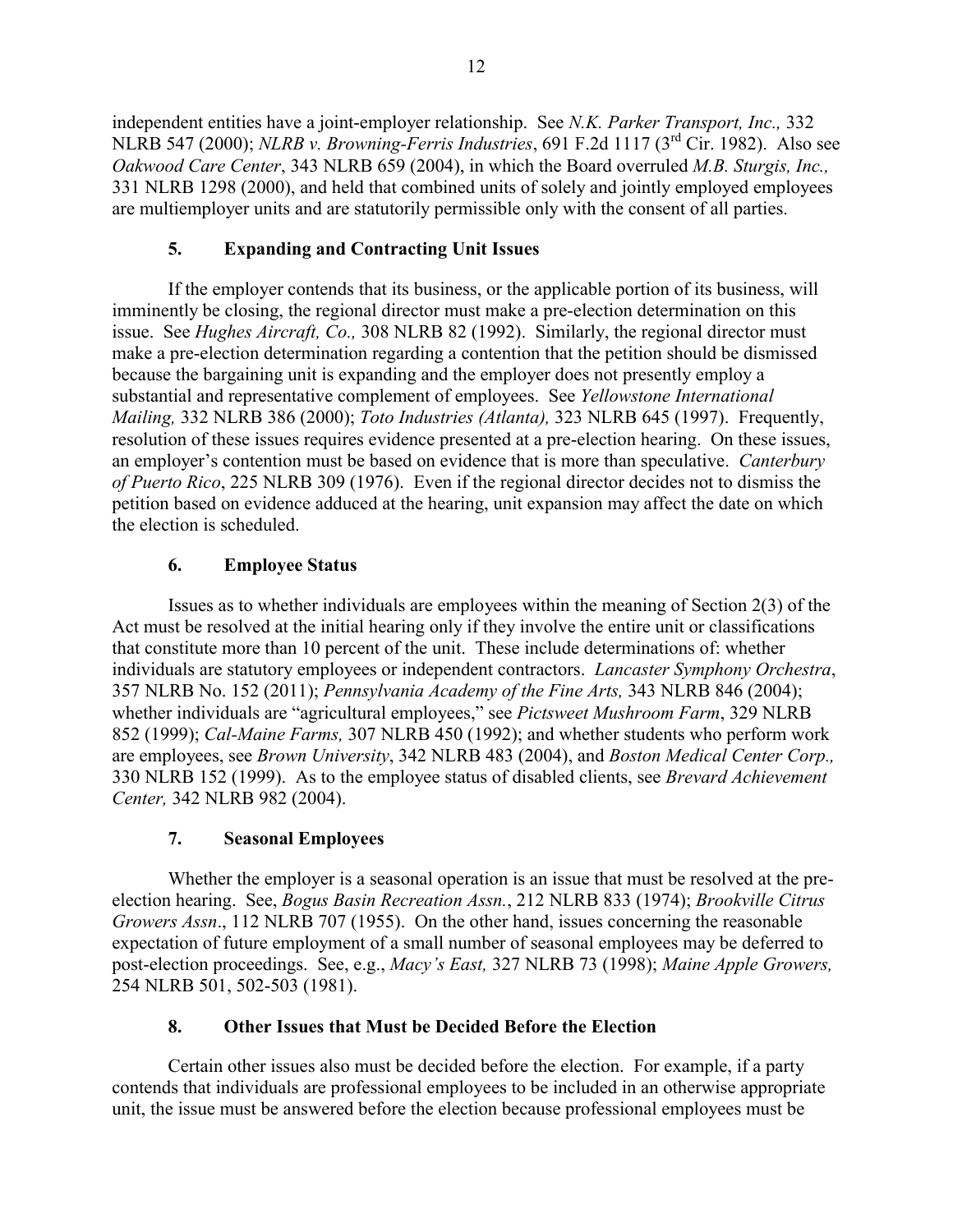independent entities have a joint-employer relationship. See *N.K. Parker Transport, Inc.,* 332 NLRB 547 (2000); *NLRB v. Browning-Ferris Industries*, 691 F.2d 1117 (3rd Cir. 1982). Also see *Oakwood Care Center*, 343 NLRB 659 (2004), in which the Board overruled *M.B. Sturgis, Inc.,* 331 NLRB 1298 (2000), and held that combined units of solely and jointly employed employees are multiemployer units and are statutorily permissible only with the consent of all parties.

### 5. Expanding and Contracting Unit Issues

If the employer contends that its business, or the applicable portion of its business, will imminently be closing, the regional director must make a pre-election determination on this issue. See *Hughes Aircraft, Co.,* 308 NLRB 82 (1992). Similarly, the regional director must make a pre-election determination regarding a contention that the petition should be dismissed because the bargaining unit is expanding and the employer does not presently employ a substantial and representative complement of employees. See *Yellowstone International Mailing,* 332 NLRB 386 (2000); *Toto Industries (Atlanta),* 323 NLRB 645 (1997). Frequently, resolution of these issues requires evidence presented at a pre-election hearing. On these issues, an employer's contention must be based on evidence that is more than speculative. *Canterbury of Puerto Rico*, 225 NLRB 309 (1976). Even if the regional director decides not to dismiss the petition based on evidence adduced at the hearing, unit expansion may affect the date on which the election is scheduled.

### 6. Employee Status

Issues as to whether individuals are employees within the meaning of Section 2(3) of the Act must be resolved at the initial hearing only if they involve the entire unit or classifications that constitute more than 10 percent of the unit. These include determinations of: whether individuals are statutory employees or independent contractors. *Lancaster Symphony Orchestra*, 357 NLRB No. 152 (2011); *Pennsylvania Academy of the Fine Arts,* 343 NLRB 846 (2004); whether individuals are "agricultural employees," see *Pictsweet Mushroom Farm*, 329 NLRB 852 (1999); *Cal-Maine Farms,* 307 NLRB 450 (1992); and whether students who perform work are employees, see *Brown University*, 342 NLRB 483 (2004), and *Boston Medical Center Corp.,* 330 NLRB 152 (1999). As to the employee status of disabled clients, see *Brevard Achievement Center,* 342 NLRB 982 (2004).

### 7. Seasonal Employees

Whether the employer is a seasonal operation is an issue that must be resolved at the pre-election hearing. See, *Bogus Basin Recreation Assn.*, 212 NLRB 833 (1974); *Brookville Citrus Growers Assn*., 112 NLRB 707 (1955). On the other hand, issues concerning the reasonable expectation of future employment of a small number of seasonal employees may be deferred to post-election proceedings. See, e.g., *Macy's East,* 327 NLRB 73 (1998); *Maine Apple Growers,* 254 NLRB 501, 502-503 (1981).

### 8. Other Issues that Must be Decided Before the Election

Certain other issues also must be decided before the election. For example, if a party contends that individuals are professional employees to be included in an otherwise appropriate unit, the issue must be answered before the election because professional employees must be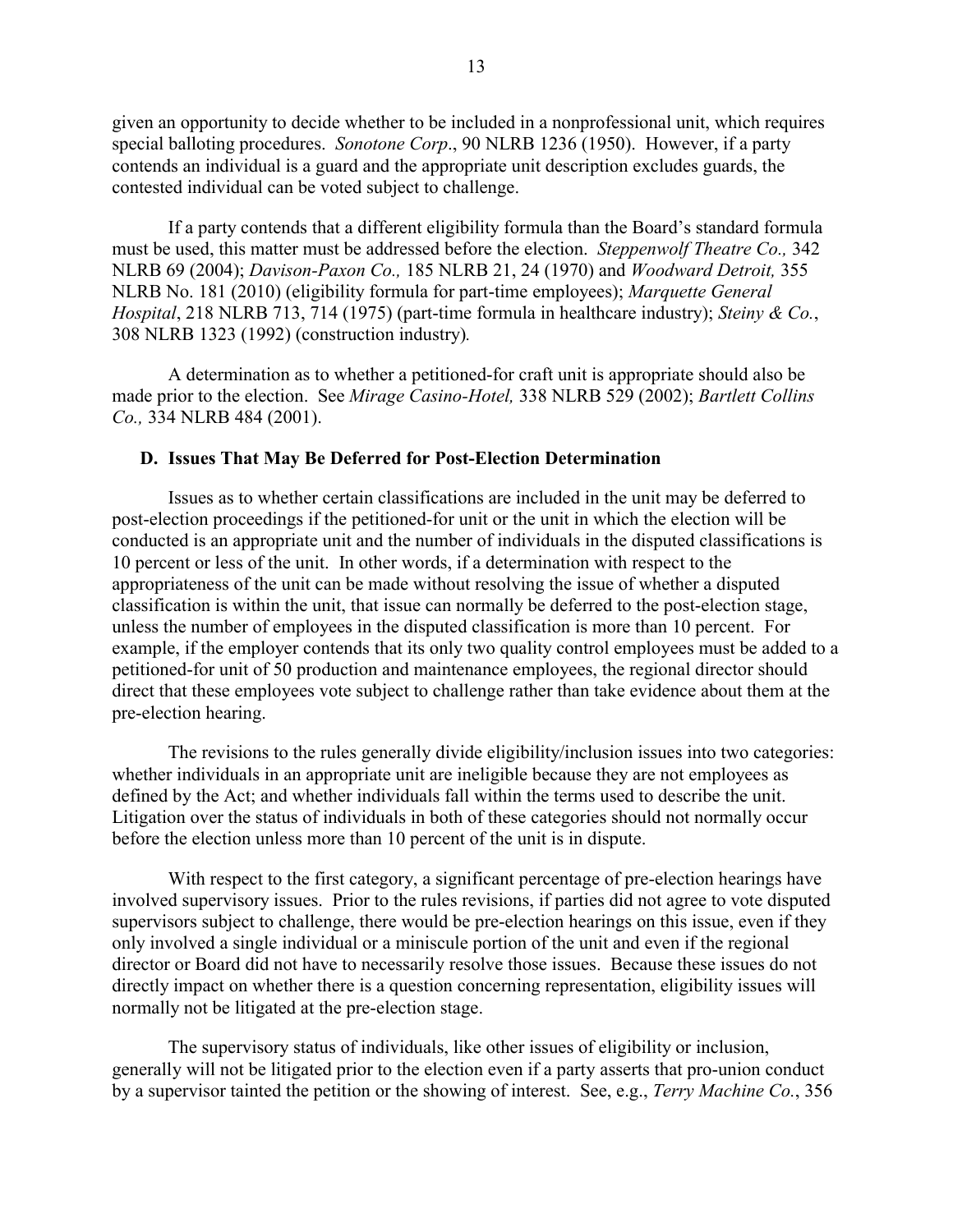given an opportunity to decide whether to be included in a nonprofessional unit, which requires special balloting procedures. *Sonotone Corp*., 90 NLRB 1236 (1950). However, if a party contends an individual is a guard and the appropriate unit description excludes guards, the contested individual can be voted subject to challenge.

If a party contends that a different eligibility formula than the Board's standard formula must be used, this matter must be addressed before the election. *Steppenwolf Theatre Co.,* 342 NLRB 69 (2004); *Davison-Paxon Co.,* 185 NLRB 21, 24 (1970) and *Woodward Detroit,* 355 NLRB No. 181 (2010) (eligibility formula for part-time employees); *Marquette General Hospital*, 218 NLRB 713, 714 (1975) (part-time formula in healthcare industry); *Steiny & Co.*, 308 NLRB 1323 (1992) (construction industry)*.*

A determination as to whether a petitioned-for craft unit is appropriate should also be made prior to the election. See *Mirage Casino-Hotel,* 338 NLRB 529 (2002); *Bartlett Collins Co.,* 334 NLRB 484 (2001).

### D. Issues That May Be Deferred for Post-Election Determination

Issues as to whether certain classifications are included in the unit may be deferred to post-election proceedings if the petitioned-for unit or the unit in which the election will be conducted is an appropriate unit and the number of individuals in the disputed classifications is 10 percent or less of the unit. In other words, if a determination with respect to the appropriateness of the unit can be made without resolving the issue of whether a disputed classification is within the unit, that issue can normally be deferred to the post-election stage, unless the number of employees in the disputed classification is more than 10 percent. For example, if the employer contends that its only two quality control employees must be added to a petitioned-for unit of 50 production and maintenance employees, the regional director should direct that these employees vote subject to challenge rather than take evidence about them at the pre-election hearing.

The revisions to the rules generally divide eligibility/inclusion issues into two categories: whether individuals in an appropriate unit are ineligible because they are not employees as defined by the Act; and whether individuals fall within the terms used to describe the unit. Litigation over the status of individuals in both of these categories should not normally occur before the election unless more than 10 percent of the unit is in dispute.

With respect to the first category, a significant percentage of pre-election hearings have involved supervisory issues. Prior to the rules revisions, if parties did not agree to vote disputed supervisors subject to challenge, there would be pre-election hearings on this issue, even if they only involved a single individual or a miniscule portion of the unit and even if the regional director or Board did not have to necessarily resolve those issues. Because these issues do not directly impact on whether there is a question concerning representation, eligibility issues will normally not be litigated at the pre-election stage.

The supervisory status of individuals, like other issues of eligibility or inclusion, generally will not be litigated prior to the election even if a party asserts that pro-union conduct by a supervisor tainted the petition or the showing of interest. See, e.g., *Terry Machine Co.*, 356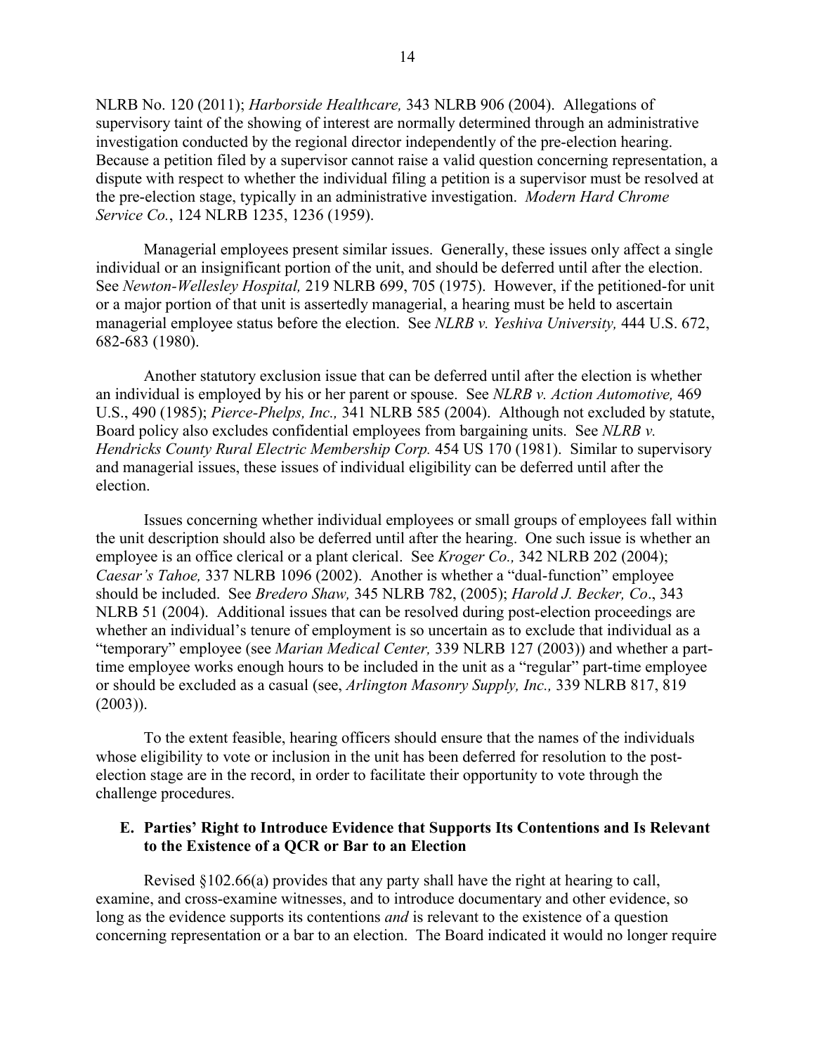NLRB No. 120 (2011); *Harborside Healthcare,* 343 NLRB 906 (2004). Allegations of supervisory taint of the showing of interest are normally determined through an administrative investigation conducted by the regional director independently of the pre-election hearing. Because a petition filed by a supervisor cannot raise a valid question concerning representation, a dispute with respect to whether the individual filing a petition is a supervisor must be resolved at the pre-election stage, typically in an administrative investigation. *Modern Hard Chrome Service Co.*, 124 NLRB 1235, 1236 (1959).

Managerial employees present similar issues. Generally, these issues only affect a single individual or an insignificant portion of the unit, and should be deferred until after the election. See *Newton-Wellesley Hospital,* 219 NLRB 699, 705 (1975). However, if the petitioned-for unit or a major portion of that unit is assertedly managerial, a hearing must be held to ascertain managerial employee status before the election. See *NLRB v. Yeshiva University,* 444 U.S. 672, 682-683 (1980).

Another statutory exclusion issue that can be deferred until after the election is whether an individual is employed by his or her parent or spouse. See *NLRB v. Action Automotive,* 469 U.S., 490 (1985); *Pierce-Phelps, Inc.,* 341 NLRB 585 (2004). Although not excluded by statute, Board policy also excludes confidential employees from bargaining units. See *NLRB v. Hendricks County Rural Electric Membership Corp.* 454 US 170 (1981). Similar to supervisory and managerial issues, these issues of individual eligibility can be deferred until after the election.

Issues concerning whether individual employees or small groups of employees fall within the unit description should also be deferred until after the hearing. One such issue is whether an employee is an office clerical or a plant clerical. See *Kroger Co.,* 342 NLRB 202 (2004); *Caesar's Tahoe,* 337 NLRB 1096 (2002). Another is whether a "dual-function" employee should be included. See *Bredero Shaw,* 345 NLRB 782, (2005); *Harold J. Becker, Co*., 343 NLRB 51 (2004). Additional issues that can be resolved during post-election proceedings are whether an individual's tenure of employment is so uncertain as to exclude that individual as a "temporary" employee (see *Marian Medical Center,* 339 NLRB 127 (2003)) and whether a part-time employee works enough hours to be included in the unit as a "regular" part-time employee or should be excluded as a casual (see, *Arlington Masonry Supply, Inc.,* 339 NLRB 817, 819 (2003)).

To the extent feasible, hearing officers should ensure that the names of the individuals whose eligibility to vote or inclusion in the unit has been deferred for resolution to the post-election stage are in the record, in order to facilitate their opportunity to vote through the challenge procedures.

### E. Parties' Right to Introduce Evidence that Supports Its Contentions and Is Relevant to the Existence of a QCR or Bar to an Election

Revised §102.66(a) provides that any party shall have the right at hearing to call, examine, and cross-examine witnesses, and to introduce documentary and other evidence, so long as the evidence supports its contentions *and* is relevant to the existence of a question concerning representation or a bar to an election. The Board indicated it would no longer require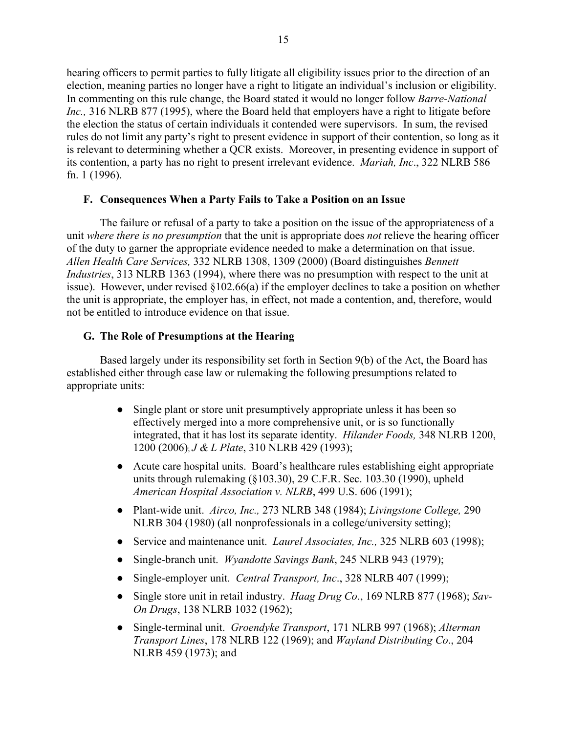hearing officers to permit parties to fully litigate all eligibility issues prior to the direction of an election, meaning parties no longer have a right to litigate an individual's inclusion or eligibility. In commenting on this rule change, the Board stated it would no longer follow *Barre-National Inc.,* 316 NLRB 877 (1995), where the Board held that employers have a right to litigate before the election the status of certain individuals it contended were supervisors. In sum, the revised rules do not limit any party's right to present evidence in support of their contention, so long as it is relevant to determining whether a QCR exists. Moreover, in presenting evidence in support of its contention, a party has no right to present irrelevant evidence. *Mariah, Inc*., 322 NLRB 586 fn. 1 (1996).

### F. Consequences When a Party Fails to Take a Position on an Issue

The failure or refusal of a party to take a position on the issue of the appropriateness of a unit *where there is no presumption* that the unit is appropriate does *not* relieve the hearing officer of the duty to garner the appropriate evidence needed to make a determination on that issue. *Allen Health Care Services,* 332 NLRB 1308, 1309 (2000) (Board distinguishes *Bennett Industries*, 313 NLRB 1363 (1994), where there was no presumption with respect to the unit at issue). However, under revised §102.66(a) if the employer declines to take a position on whether the unit is appropriate, the employer has, in effect, not made a contention, and, therefore, would not be entitled to introduce evidence on that issue.

### G. The Role of Presumptions at the Hearing

Based largely under its responsibility set forth in Section 9(b) of the Act, the Board has established either through case law or rulemaking the following presumptions related to appropriate units:

- Single plant or store unit presumptively appropriate unless it has been so effectively merged into a more comprehensive unit, or is so functionally integrated, that it has lost its separate identity. *Hilander Foods,* 348 NLRB 1200, 1200 (2006); *J & L Plate*, 310 NLRB 429 (1993);
- Acute care hospital units. Board's healthcare rules establishing eight appropriate units through rulemaking (§103.30), 29 C.F.R. Sec. 103.30 (1990), upheld *American Hospital Association v. NLRB*, 499 U.S. 606 (1991);
- Plant-wide unit. *Airco, Inc.,* 273 NLRB 348 (1984); *Livingstone College,* 290 NLRB 304 (1980) (all nonprofessionals in a college/university setting);
- Service and maintenance unit. *Laurel Associates, Inc.,* 325 NLRB 603 (1998);
- Single-branch unit. *Wyandotte Savings Bank*, 245 NLRB 943 (1979);
- Single-employer unit. *Central Transport, Inc*., 328 NLRB 407 (1999);
- Single store unit in retail industry. *Haag Drug Co*., 169 NLRB 877 (1968); *Sav-On Drugs*, 138 NLRB 1032 (1962);
- Single-terminal unit. *Groendyke Transport*, 171 NLRB 997 (1968); *Alterman Transport Lines*, 178 NLRB 122 (1969); and *Wayland Distributing Co*., 204 NLRB 459 (1973); and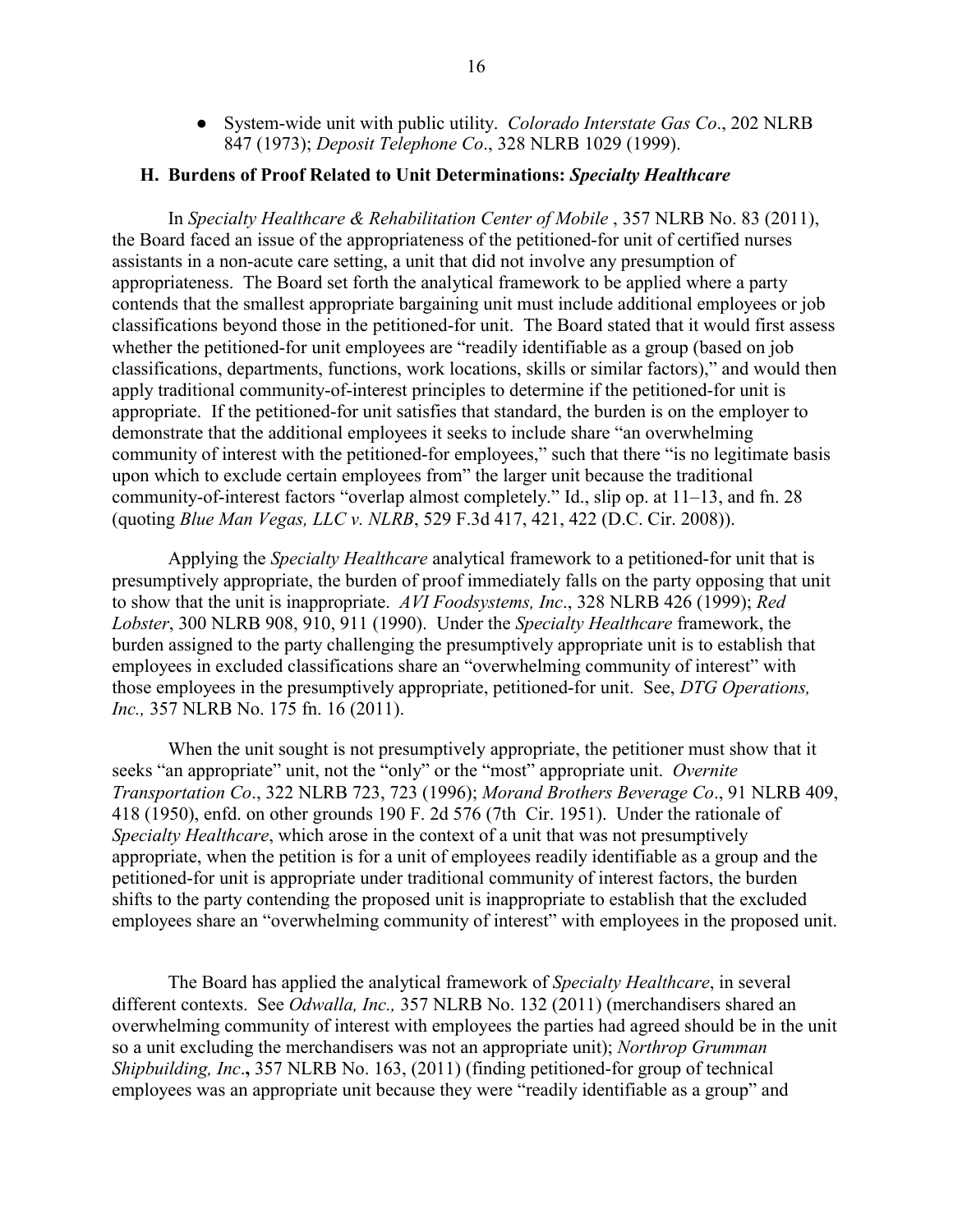- System-wide unit with public utility. *Colorado Interstate Gas Co*., 202 NLRB 847 (1973); *Deposit Telephone Co*., 328 NLRB 1029 (1999).

### H. Burdens of Proof Related to Unit Determinations: *Specialty Healthcare*

In *Specialty Healthcare & Rehabilitation Center of Mobile* , 357 NLRB No. 83 (2011), the Board faced an issue of the appropriateness of the petitioned-for unit of certified nurses assistants in a non-acute care setting, a unit that did not involve any presumption of appropriateness. The Board set forth the analytical framework to be applied where a party contends that the smallest appropriate bargaining unit must include additional employees or job classifications beyond those in the petitioned-for unit. The Board stated that it would first assess whether the petitioned-for unit employees are "readily identifiable as a group (based on job classifications, departments, functions, work locations, skills or similar factors)," and would then apply traditional community-of-interest principles to determine if the petitioned-for unit is appropriate. If the petitioned-for unit satisfies that standard, the burden is on the employer to demonstrate that the additional employees it seeks to include share "an overwhelming community of interest with the petitioned-for employees," such that there "is no legitimate basis upon which to exclude certain employees from" the larger unit because the traditional community-of-interest factors "overlap almost completely." Id., slip op. at 11–13, and fn. 28 (quoting *Blue Man Vegas, LLC v. NLRB*, 529 F.3d 417, 421, 422 (D.C. Cir. 2008)).

Applying the *Specialty Healthcare* analytical framework to a petitioned-for unit that is presumptively appropriate, the burden of proof immediately falls on the party opposing that unit to show that the unit is inappropriate. *AVI Foodsystems, Inc*., 328 NLRB 426 (1999); *Red Lobster*, 300 NLRB 908, 910, 911 (1990). Under the *Specialty Healthcare* framework, the burden assigned to the party challenging the presumptively appropriate unit is to establish that employees in excluded classifications share an "overwhelming community of interest" with those employees in the presumptively appropriate, petitioned-for unit. See, *DTG Operations, Inc.,* 357 NLRB No. 175 fn. 16 (2011).

When the unit sought is not presumptively appropriate, the petitioner must show that it seeks "an appropriate" unit, not the "only" or the "most" appropriate unit. *Overnite Transportation Co*., 322 NLRB 723, 723 (1996); *Morand Brothers Beverage Co*., 91 NLRB 409, 418 (1950), enfd. on other grounds 190 F. 2d 576 (7th Cir. 1951). Under the rationale of *Specialty Healthcare*, which arose in the context of a unit that was not presumptively appropriate, when the petition is for a unit of employees readily identifiable as a group and the petitioned-for unit is appropriate under traditional community of interest factors, the burden shifts to the party contending the proposed unit is inappropriate to establish that the excluded employees share an "overwhelming community of interest" with employees in the proposed unit.

The Board has applied the analytical framework of *Specialty Healthcare*, in several different contexts. See *Odwalla, Inc.,* 357 NLRB No. 132 (2011) (merchandisers shared an overwhelming community of interest with employees the parties had agreed should be in the unit so a unit excluding the merchandisers was not an appropriate unit); *Northrop Grumman Shipbuilding, Inc*.**,** 357 NLRB No. 163, (2011) (finding petitioned-for group of technical employees was an appropriate unit because they were "readily identifiable as a group" and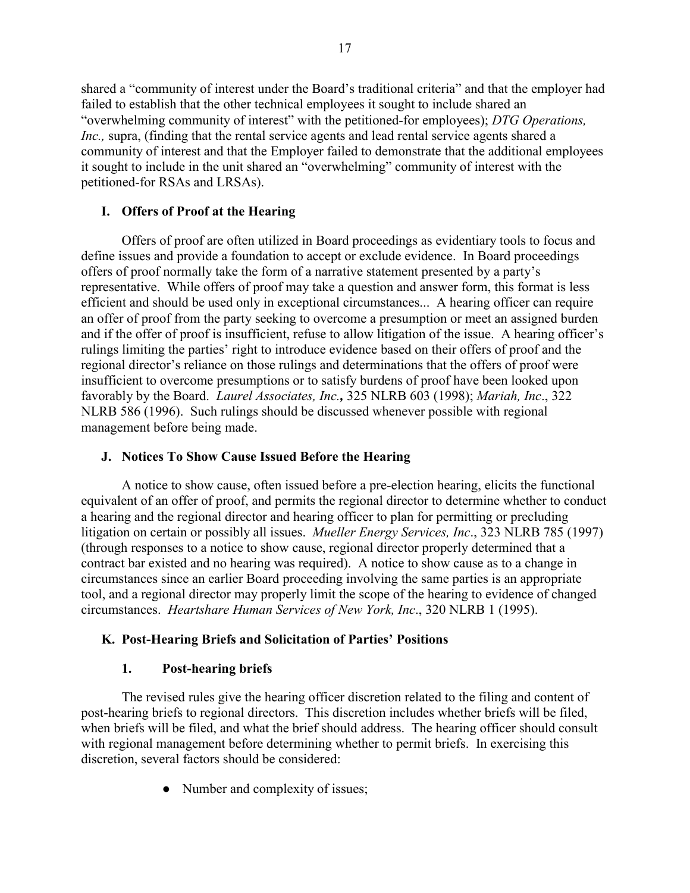shared a "community of interest under the Board's traditional criteria" and that the employer had failed to establish that the other technical employees it sought to include shared an "overwhelming community of interest" with the petitioned-for employees); *DTG Operations, Inc.,* supra, (finding that the rental service agents and lead rental service agents shared a community of interest and that the Employer failed to demonstrate that the additional employees it sought to include in the unit shared an "overwhelming" community of interest with the petitioned-for RSAs and LRSAs).

### I. Offers of Proof at the Hearing

Offers of proof are often utilized in Board proceedings as evidentiary tools to focus and define issues and provide a foundation to accept or exclude evidence. In Board proceedings offers of proof normally take the form of a narrative statement presented by a party's representative. While offers of proof may take a question and answer form, this format is less efficient and should be used only in exceptional circumstances... A hearing officer can require an offer of proof from the party seeking to overcome a presumption or meet an assigned burden and if the offer of proof is insufficient, refuse to allow litigation of the issue. A hearing officer's rulings limiting the parties' right to introduce evidence based on their offers of proof and the regional director's reliance on those rulings and determinations that the offers of proof were insufficient to overcome presumptions or to satisfy burdens of proof have been looked upon favorably by the Board. *Laurel Associates, Inc.***,** 325 NLRB 603 (1998); *Mariah, Inc*., 322 NLRB 586 (1996). Such rulings should be discussed whenever possible with regional management before being made.

### J. Notices To Show Cause Issued Before the Hearing

A notice to show cause, often issued before a pre-election hearing, elicits the functional equivalent of an offer of proof, and permits the regional director to determine whether to conduct a hearing and the regional director and hearing officer to plan for permitting or precluding litigation on certain or possibly all issues. *Mueller Energy Services, Inc*., 323 NLRB 785 (1997) (through responses to a notice to show cause, regional director properly determined that a contract bar existed and no hearing was required). A notice to show cause as to a change in circumstances since an earlier Board proceeding involving the same parties is an appropriate tool, and a regional director may properly limit the scope of the hearing to evidence of changed circumstances. *Heartshare Human Services of New York, Inc*., 320 NLRB 1 (1995).

### K. Post-Hearing Briefs and Solicitation of Parties' Positions

#### 1. Post-hearing briefs

The revised rules give the hearing officer discretion related to the filing and content of post-hearing briefs to regional directors. This discretion includes whether briefs will be filed, when briefs will be filed, and what the brief should address. The hearing officer should consult with regional management before determining whether to permit briefs. In exercising this discretion, several factors should be considered:

- Number and complexity of issues;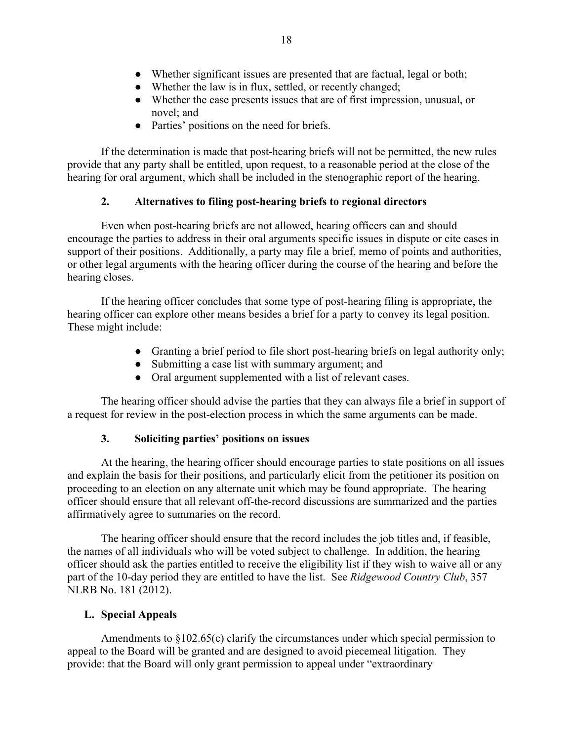- Whether significant issues are presented that are factual, legal or both;
- Whether the law is in flux, settled, or recently changed;
- Whether the case presents issues that are of first impression, unusual, or novel; and
- Parties' positions on the need for briefs.

If the determination is made that post-hearing briefs will not be permitted, the new rules provide that any party shall be entitled, upon request, to a reasonable period at the close of the hearing for oral argument, which shall be included in the stenographic report of the hearing.

### 2. Alternatives to filing post-hearing briefs to regional directors

Even when post-hearing briefs are not allowed, hearing officers can and should encourage the parties to address in their oral arguments specific issues in dispute or cite cases in support of their positions. Additionally, a party may file a brief, memo of points and authorities, or other legal arguments with the hearing officer during the course of the hearing and before the hearing closes.

If the hearing officer concludes that some type of post-hearing filing is appropriate, the hearing officer can explore other means besides a brief for a party to convey its legal position. These might include:

- Granting a brief period to file short post-hearing briefs on legal authority only;
- Submitting a case list with summary argument; and
- Oral argument supplemented with a list of relevant cases.

The hearing officer should advise the parties that they can always file a brief in support of a request for review in the post-election process in which the same arguments can be made.

### 3. Soliciting parties' positions on issues

At the hearing, the hearing officer should encourage parties to state positions on all issues and explain the basis for their positions, and particularly elicit from the petitioner its position on proceeding to an election on any alternate unit which may be found appropriate. The hearing officer should ensure that all relevant off-the-record discussions are summarized and the parties affirmatively agree to summaries on the record.

The hearing officer should ensure that the record includes the job titles and, if feasible, the names of all individuals who will be voted subject to challenge. In addition, the hearing officer should ask the parties entitled to receive the eligibility list if they wish to waive all or any part of the 10-day period they are entitled to have the list. See *Ridgewood Country Club*, 357 NLRB No. 181 (2012).

## L. Special Appeals

Amendments to §102.65(c) clarify the circumstances under which special permission to appeal to the Board will be granted and are designed to avoid piecemeal litigation. They provide: that the Board will only grant permission to appeal under "extraordinary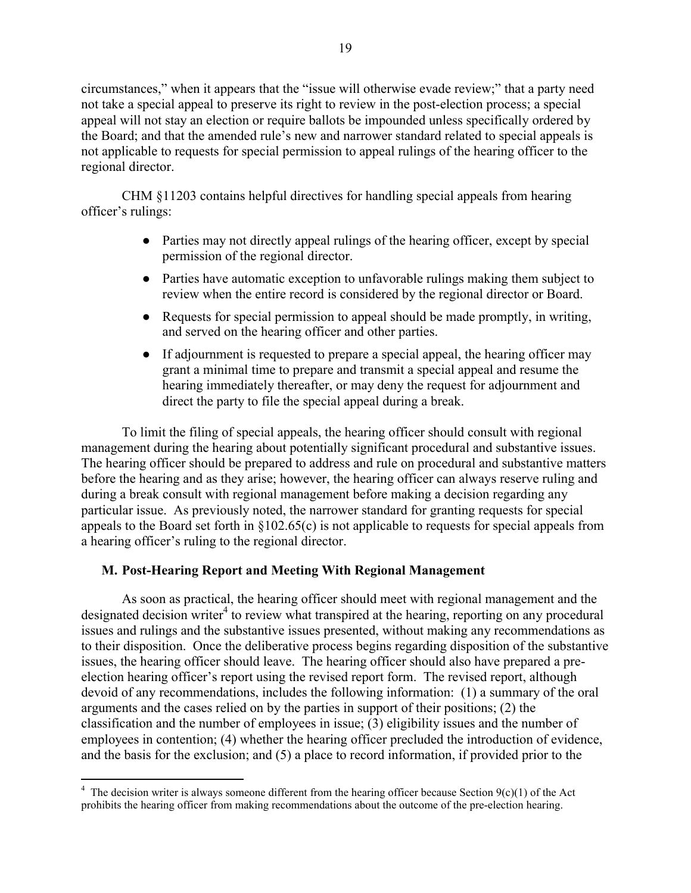circumstances," when it appears that the "issue will otherwise evade review;" that a party need not take a special appeal to preserve its right to review in the post-election process; a special appeal will not stay an election or require ballots be impounded unless specifically ordered by the Board; and that the amended rule's new and narrower standard related to special appeals is not applicable to requests for special permission to appeal rulings of the hearing officer to the regional director.

CHM §11203 contains helpful directives for handling special appeals from hearing officer's rulings:

- Parties may not directly appeal rulings of the hearing officer, except by special permission of the regional director.
- Parties have automatic exception to unfavorable rulings making them subject to review when the entire record is considered by the regional director or Board.
- Requests for special permission to appeal should be made promptly, in writing, and served on the hearing officer and other parties.
- If adjournment is requested to prepare a special appeal, the hearing officer may grant a minimal time to prepare and transmit a special appeal and resume the hearing immediately thereafter, or may deny the request for adjournment and direct the party to file the special appeal during a break.

To limit the filing of special appeals, the hearing officer should consult with regional management during the hearing about potentially significant procedural and substantive issues. The hearing officer should be prepared to address and rule on procedural and substantive matters before the hearing and as they arise; however, the hearing officer can always reserve ruling and during a break consult with regional management before making a decision regarding any particular issue. As previously noted, the narrower standard for granting requests for special appeals to the Board set forth in §102.65(c) is not applicable to requests for special appeals from a hearing officer's ruling to the regional director.

### M. Post-Hearing Report and Meeting With Regional Management

As soon as practical, the hearing officer should meet with regional management and the designated decision writer[4] to review what transpired at the hearing, reporting on any procedural issues and rulings and the substantive issues presented, without making any recommendations as to their disposition. Once the deliberative process begins regarding disposition of the substantive issues, the hearing officer should leave. The hearing officer should also have prepared a pre-election hearing officer's report using the revised report form. The revised report, although devoid of any recommendations, includes the following information: (1) a summary of the oral arguments and the cases relied on by the parties in support of their positions; (2) the classification and the number of employees in issue; (3) eligibility issues and the number of employees in contention; (4) whether the hearing officer precluded the introduction of evidence, and the basis for the exclusion; and (5) a place to record information, if provided prior to the

---

[4] The decision writer is always someone different from the hearing officer because Section 9(c)(1) of the Act prohibits the hearing officer from making recommendations about the outcome of the pre-election hearing.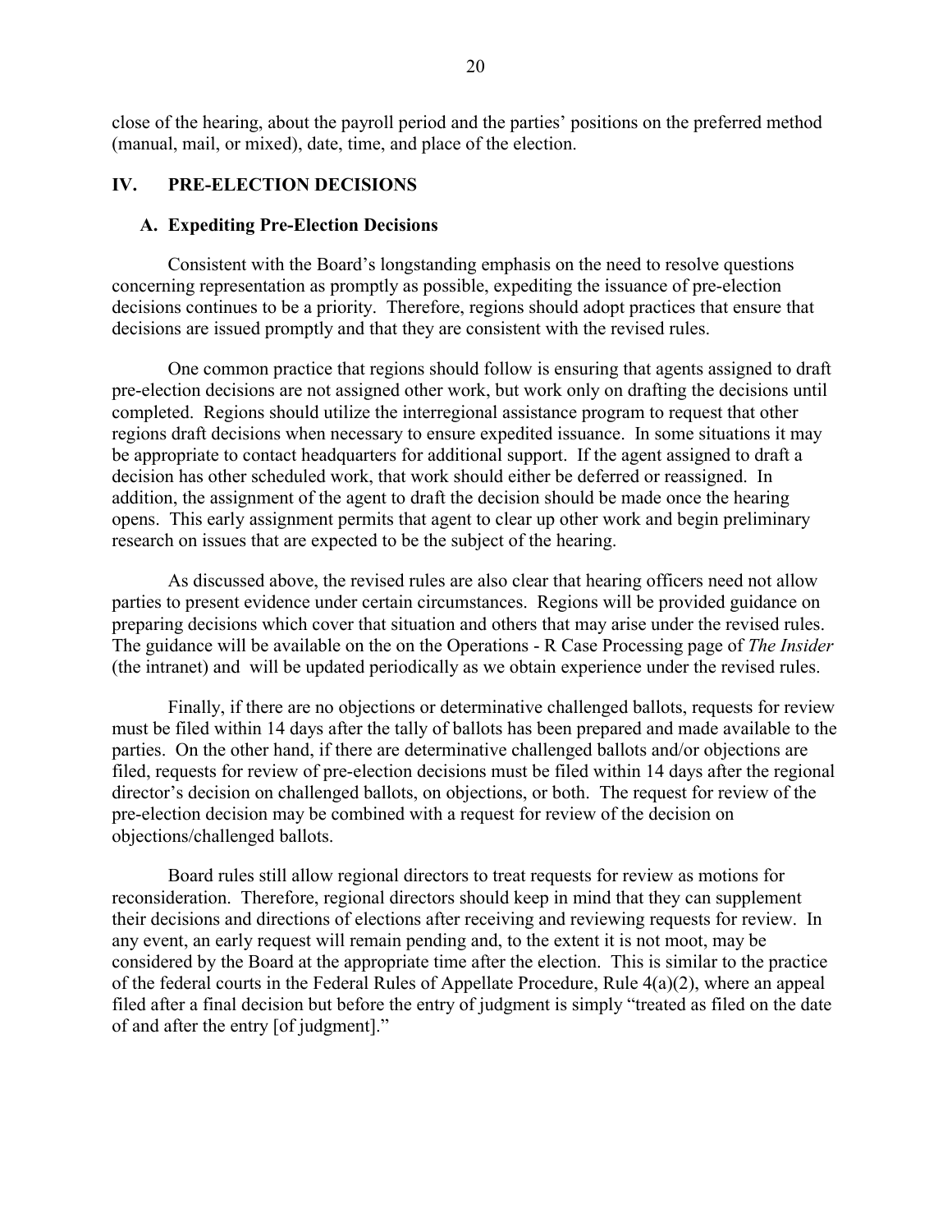close of the hearing, about the payroll period and the parties' positions on the preferred method (manual, mail, or mixed), date, time, and place of the election.

## IV. PRE-ELECTION DECISIONS

### A. Expediting Pre-Election Decisions

Consistent with the Board's longstanding emphasis on the need to resolve questions concerning representation as promptly as possible, expediting the issuance of pre-election decisions continues to be a priority. Therefore, regions should adopt practices that ensure that decisions are issued promptly and that they are consistent with the revised rules.

One common practice that regions should follow is ensuring that agents assigned to draft pre-election decisions are not assigned other work, but work only on drafting the decisions until completed. Regions should utilize the interregional assistance program to request that other regions draft decisions when necessary to ensure expedited issuance. In some situations it may be appropriate to contact headquarters for additional support. If the agent assigned to draft a decision has other scheduled work, that work should either be deferred or reassigned. In addition, the assignment of the agent to draft the decision should be made once the hearing opens. This early assignment permits that agent to clear up other work and begin preliminary research on issues that are expected to be the subject of the hearing.

As discussed above, the revised rules are also clear that hearing officers need not allow parties to present evidence under certain circumstances. Regions will be provided guidance on preparing decisions which cover that situation and others that may arise under the revised rules. The guidance will be available on the on the Operations - R Case Processing page of *The Insider* (the intranet) and will be updated periodically as we obtain experience under the revised rules.

Finally, if there are no objections or determinative challenged ballots, requests for review must be filed within 14 days after the tally of ballots has been prepared and made available to the parties. On the other hand, if there are determinative challenged ballots and/or objections are filed, requests for review of pre-election decisions must be filed within 14 days after the regional director's decision on challenged ballots, on objections, or both. The request for review of the pre-election decision may be combined with a request for review of the decision on objections/challenged ballots.

Board rules still allow regional directors to treat requests for review as motions for reconsideration. Therefore, regional directors should keep in mind that they can supplement their decisions and directions of elections after receiving and reviewing requests for review. In any event, an early request will remain pending and, to the extent it is not moot, may be considered by the Board at the appropriate time after the election. This is similar to the practice of the federal courts in the Federal Rules of Appellate Procedure, Rule 4(a)(2), where an appeal filed after a final decision but before the entry of judgment is simply "treated as filed on the date of and after the entry [of judgment]."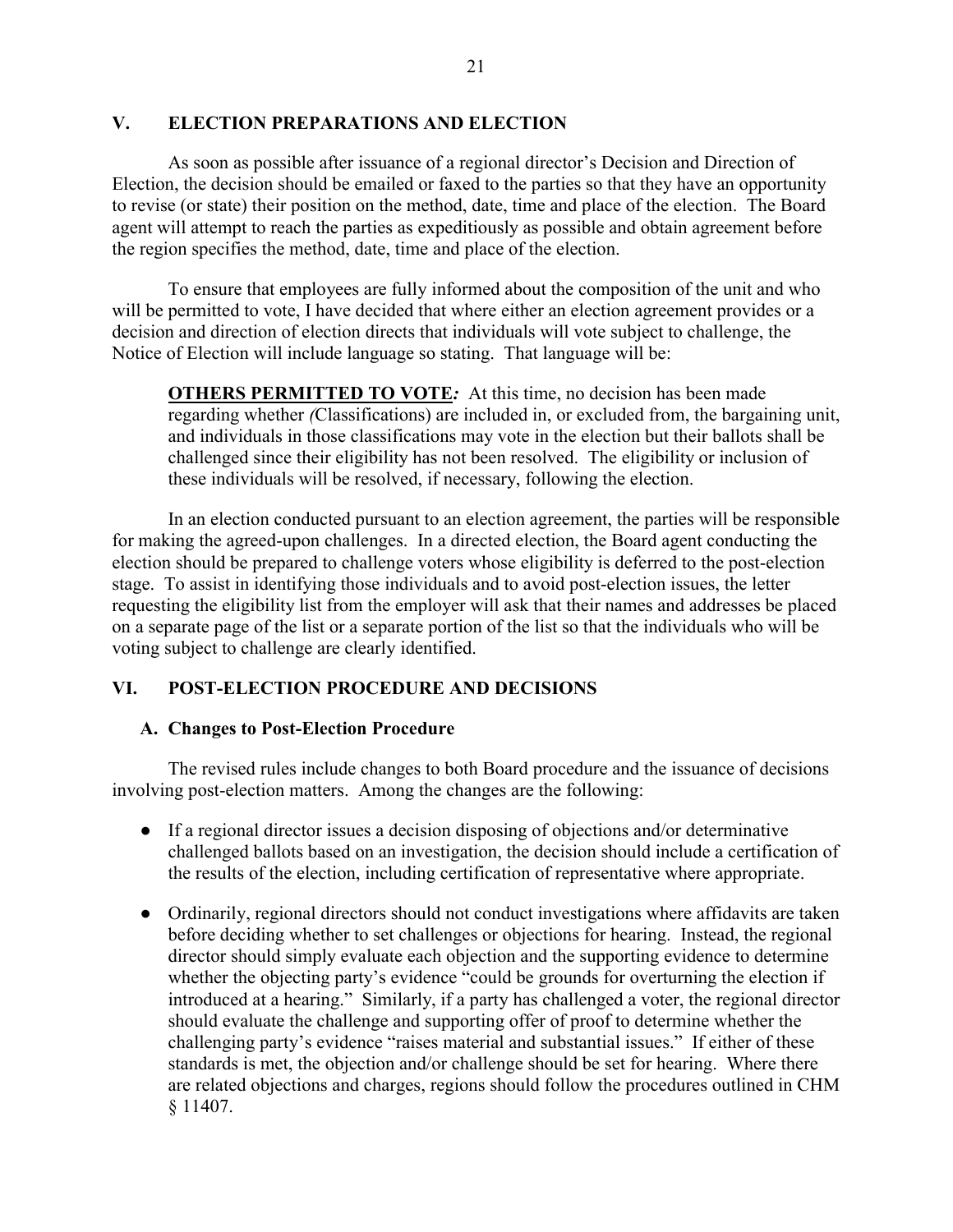## V. ELECTION PREPARATIONS AND ELECTION

As soon as possible after issuance of a regional director's Decision and Direction of Election, the decision should be emailed or faxed to the parties so that they have an opportunity to revise (or state) their position on the method, date, time and place of the election. The Board agent will attempt to reach the parties as expeditiously as possible and obtain agreement before the region specifies the method, date, time and place of the election.

To ensure that employees are fully informed about the composition of the unit and who will be permitted to vote, I have decided that where either an election agreement provides or a decision and direction of election directs that individuals will vote subject to challenge, the Notice of Election will include language so stating. That language will be:

> **OTHERS PERMITTED TO VOTE*:*** At this time, no decision has been made regarding whether *(*Classifications) are included in, or excluded from, the bargaining unit, and individuals in those classifications may vote in the election but their ballots shall be challenged since their eligibility has not been resolved. The eligibility or inclusion of these individuals will be resolved, if necessary, following the election.

In an election conducted pursuant to an election agreement, the parties will be responsible for making the agreed-upon challenges. In a directed election, the Board agent conducting the election should be prepared to challenge voters whose eligibility is deferred to the post-election stage. To assist in identifying those individuals and to avoid post-election issues, the letter requesting the eligibility list from the employer will ask that their names and addresses be placed on a separate page of the list or a separate portion of the list so that the individuals who will be voting subject to challenge are clearly identified.

## VI. POST-ELECTION PROCEDURE AND DECISIONS

### A. Changes to Post-Election Procedure

The revised rules include changes to both Board procedure and the issuance of decisions involving post-election matters. Among the changes are the following:

- If a regional director issues a decision disposing of objections and/or determinative challenged ballots based on an investigation, the decision should include a certification of the results of the election, including certification of representative where appropriate.

- Ordinarily, regional directors should not conduct investigations where affidavits are taken before deciding whether to set challenges or objections for hearing. Instead, the regional director should simply evaluate each objection and the supporting evidence to determine whether the objecting party's evidence "could be grounds for overturning the election if introduced at a hearing." Similarly, if a party has challenged a voter, the regional director should evaluate the challenge and supporting offer of proof to determine whether the challenging party's evidence "raises material and substantial issues." If either of these standards is met, the objection and/or challenge should be set for hearing. Where there are related objections and charges, regions should follow the procedures outlined in CHM § 11407.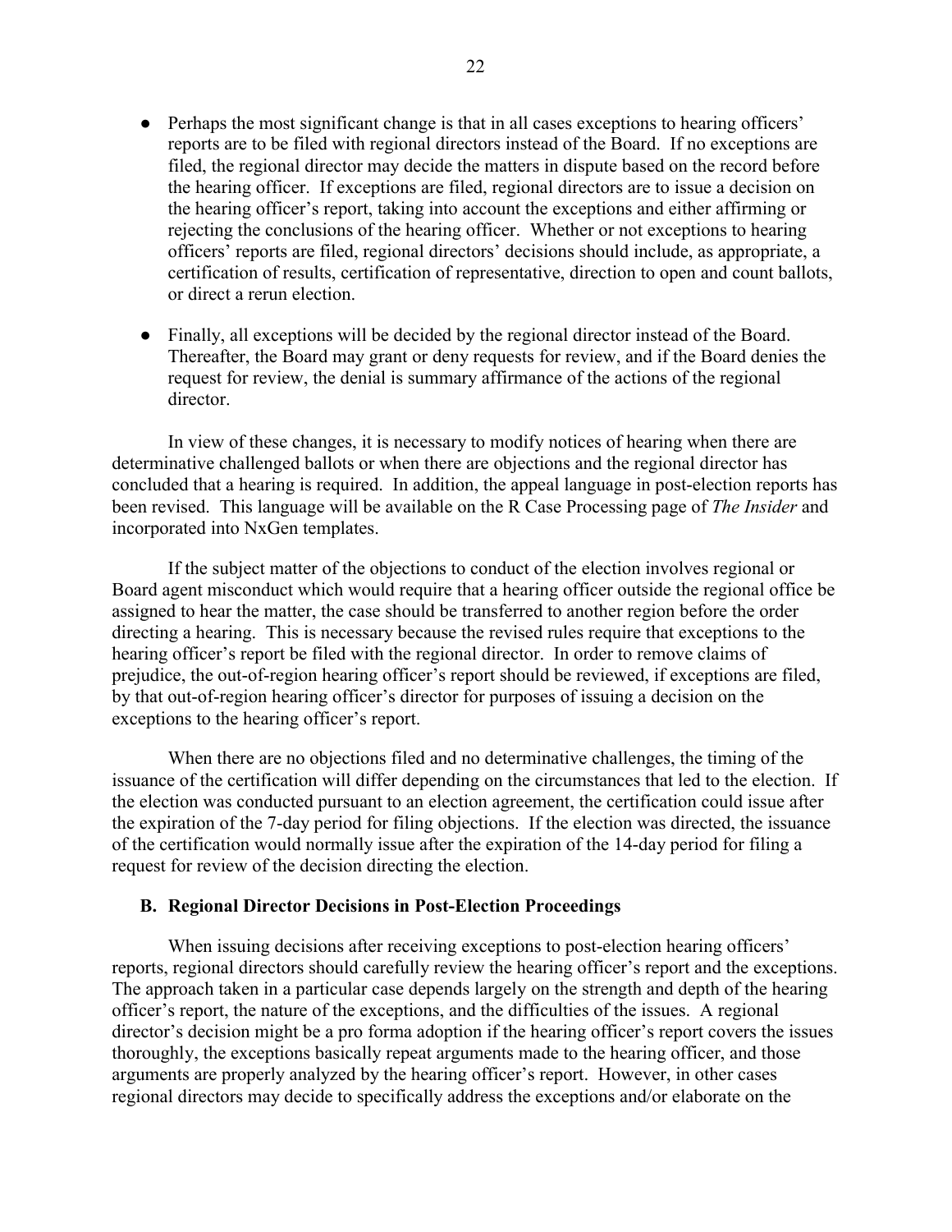- Perhaps the most significant change is that in all cases exceptions to hearing officers' reports are to be filed with regional directors instead of the Board. If no exceptions are filed, the regional director may decide the matters in dispute based on the record before the hearing officer. If exceptions are filed, regional directors are to issue a decision on the hearing officer's report, taking into account the exceptions and either affirming or rejecting the conclusions of the hearing officer. Whether or not exceptions to hearing officers' reports are filed, regional directors' decisions should include, as appropriate, a certification of results, certification of representative, direction to open and count ballots, or direct a rerun election.

- Finally, all exceptions will be decided by the regional director instead of the Board. Thereafter, the Board may grant or deny requests for review, and if the Board denies the request for review, the denial is summary affirmance of the actions of the regional director.

In view of these changes, it is necessary to modify notices of hearing when there are determinative challenged ballots or when there are objections and the regional director has concluded that a hearing is required. In addition, the appeal language in post-election reports has been revised. This language will be available on the R Case Processing page of *The Insider* and incorporated into NxGen templates.

If the subject matter of the objections to conduct of the election involves regional or Board agent misconduct which would require that a hearing officer outside the regional office be assigned to hear the matter, the case should be transferred to another region before the order directing a hearing. This is necessary because the revised rules require that exceptions to the hearing officer's report be filed with the regional director. In order to remove claims of prejudice, the out-of-region hearing officer's report should be reviewed, if exceptions are filed, by that out-of-region hearing officer's director for purposes of issuing a decision on the exceptions to the hearing officer's report.

When there are no objections filed and no determinative challenges, the timing of the issuance of the certification will differ depending on the circumstances that led to the election. If the election was conducted pursuant to an election agreement, the certification could issue after the expiration of the 7-day period for filing objections. If the election was directed, the issuance of the certification would normally issue after the expiration of the 14-day period for filing a request for review of the decision directing the election.

### B. Regional Director Decisions in Post-Election Proceedings

When issuing decisions after receiving exceptions to post-election hearing officers' reports, regional directors should carefully review the hearing officer's report and the exceptions. The approach taken in a particular case depends largely on the strength and depth of the hearing officer's report, the nature of the exceptions, and the difficulties of the issues. A regional director's decision might be a pro forma adoption if the hearing officer's report covers the issues thoroughly, the exceptions basically repeat arguments made to the hearing officer, and those arguments are properly analyzed by the hearing officer's report. However, in other cases regional directors may decide to specifically address the exceptions and/or elaborate on the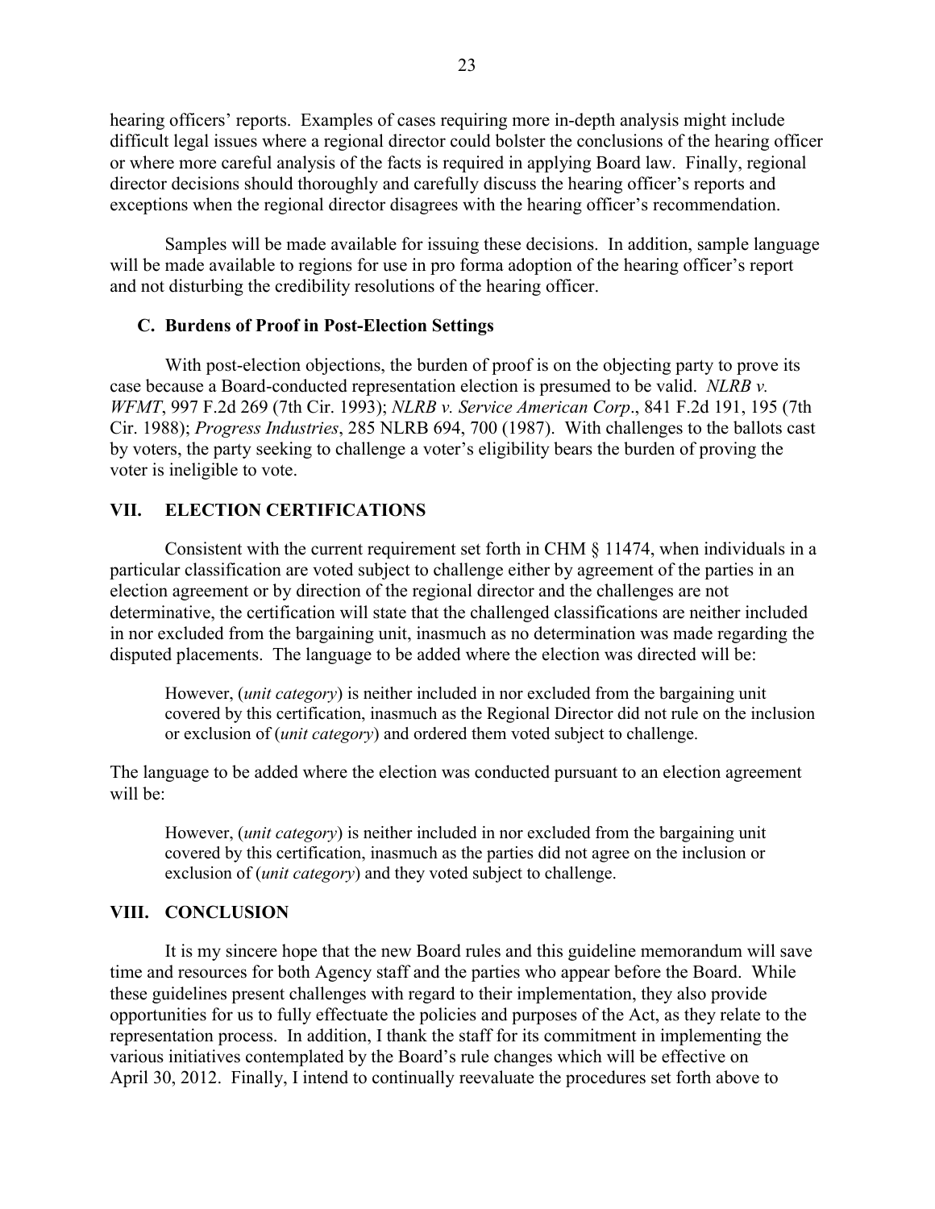hearing officers' reports. Examples of cases requiring more in-depth analysis might include difficult legal issues where a regional director could bolster the conclusions of the hearing officer or where more careful analysis of the facts is required in applying Board law. Finally, regional director decisions should thoroughly and carefully discuss the hearing officer's reports and exceptions when the regional director disagrees with the hearing officer's recommendation.

Samples will be made available for issuing these decisions. In addition, sample language will be made available to regions for use in pro forma adoption of the hearing officer's report and not disturbing the credibility resolutions of the hearing officer.

### C. Burdens of Proof in Post-Election Settings

With post-election objections, the burden of proof is on the objecting party to prove its case because a Board-conducted representation election is presumed to be valid. *NLRB v. WFMT*, 997 F.2d 269 (7th Cir. 1993); *NLRB v. Service American Corp*., 841 F.2d 191, 195 (7th Cir. 1988); *Progress Industries*, 285 NLRB 694, 700 (1987). With challenges to the ballots cast by voters, the party seeking to challenge a voter's eligibility bears the burden of proving the voter is ineligible to vote.

## VII. ELECTION CERTIFICATIONS

Consistent with the current requirement set forth in CHM § 11474, when individuals in a particular classification are voted subject to challenge either by agreement of the parties in an election agreement or by direction of the regional director and the challenges are not determinative, the certification will state that the challenged classifications are neither included in nor excluded from the bargaining unit, inasmuch as no determination was made regarding the disputed placements. The language to be added where the election was directed will be:

> However, (*unit category*) is neither included in nor excluded from the bargaining unit covered by this certification, inasmuch as the Regional Director did not rule on the inclusion or exclusion of (*unit category*) and ordered them voted subject to challenge.

The language to be added where the election was conducted pursuant to an election agreement will be:

> However, (*unit category*) is neither included in nor excluded from the bargaining unit covered by this certification, inasmuch as the parties did not agree on the inclusion or exclusion of (*unit category*) and they voted subject to challenge.

## VIII. CONCLUSION

It is my sincere hope that the new Board rules and this guideline memorandum will save time and resources for both Agency staff and the parties who appear before the Board. While these guidelines present challenges with regard to their implementation, they also provide opportunities for us to fully effectuate the policies and purposes of the Act, as they relate to the representation process. In addition, I thank the staff for its commitment in implementing the various initiatives contemplated by the Board's rule changes which will be effective on April 30, 2012. Finally, I intend to continually reevaluate the procedures set forth above to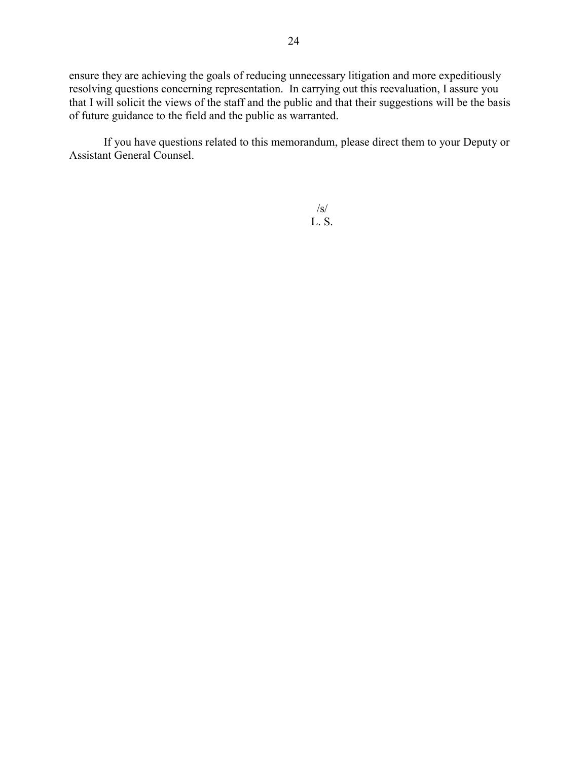ensure they are achieving the goals of reducing unnecessary litigation and more expeditiously resolving questions concerning representation. In carrying out this reevaluation, I assure you that I will solicit the views of the staff and the public and that their suggestions will be the basis of future guidance to the field and the public as warranted.

If you have questions related to this memorandum, please direct them to your Deputy or Assistant General Counsel.

/s/
L. S.